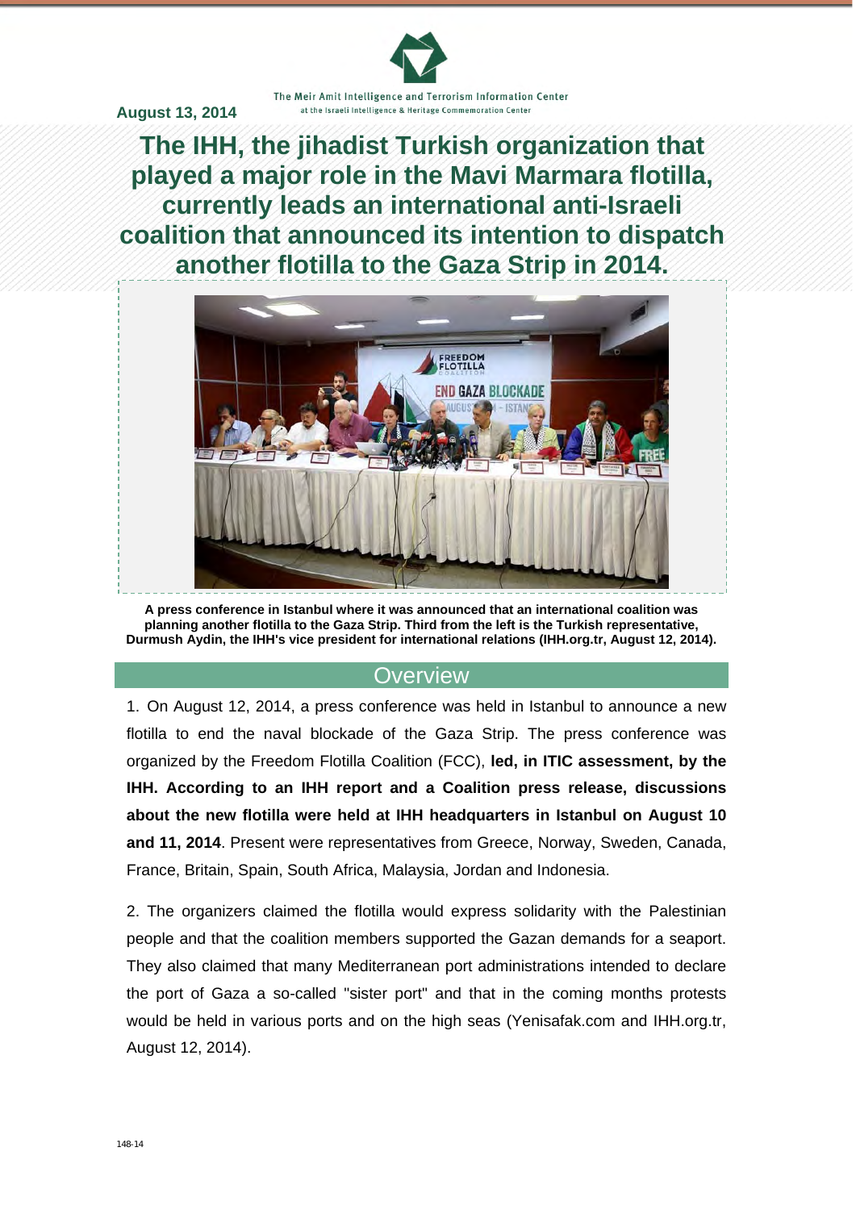August 13, 2014

The Meir Amit Intelligence and Terrorism Information Center
at the Israeli Intelligence & Heritage Commemoration Center

# The IHH, the jihadist Turkish organization that played a major role in the Mavi Marmara flotilla, currently leads an international anti-Israeli coalition that announced its intention to dispatch another flotilla to the Gaza Strip in 2014.

**A press conference in Istanbul where it was announced that an international coalition was planning another flotilla to the Gaza Strip. Third from the left is the Turkish representative, Durmush Aydin, the IHH's vice president for international relations (IHH.org.tr, August 12, 2014).**

## Overview

1. On August 12, 2014, a press conference was held in Istanbul to announce a new flotilla to end the naval blockade of the Gaza Strip. The press conference was organized by the Freedom Flotilla Coalition (FCC), **led, in ITIC assessment, by the IHH. According to an IHH report and a Coalition press release, discussions about the new flotilla were held at IHH headquarters in Istanbul on August 10 and 11, 2014**. Present were representatives from Greece, Norway, Sweden, Canada, France, Britain, Spain, South Africa, Malaysia, Jordan and Indonesia.

2. The organizers claimed the flotilla would express solidarity with the Palestinian people and that the coalition members supported the Gazan demands for a seaport. They also claimed that many Mediterranean port administrations intended to declare the port of Gaza a so-called "sister port" and that in the coming months protests would be held in various ports and on the high seas (Yenisafak.com and IHH.org.tr, August 12, 2014).

148-14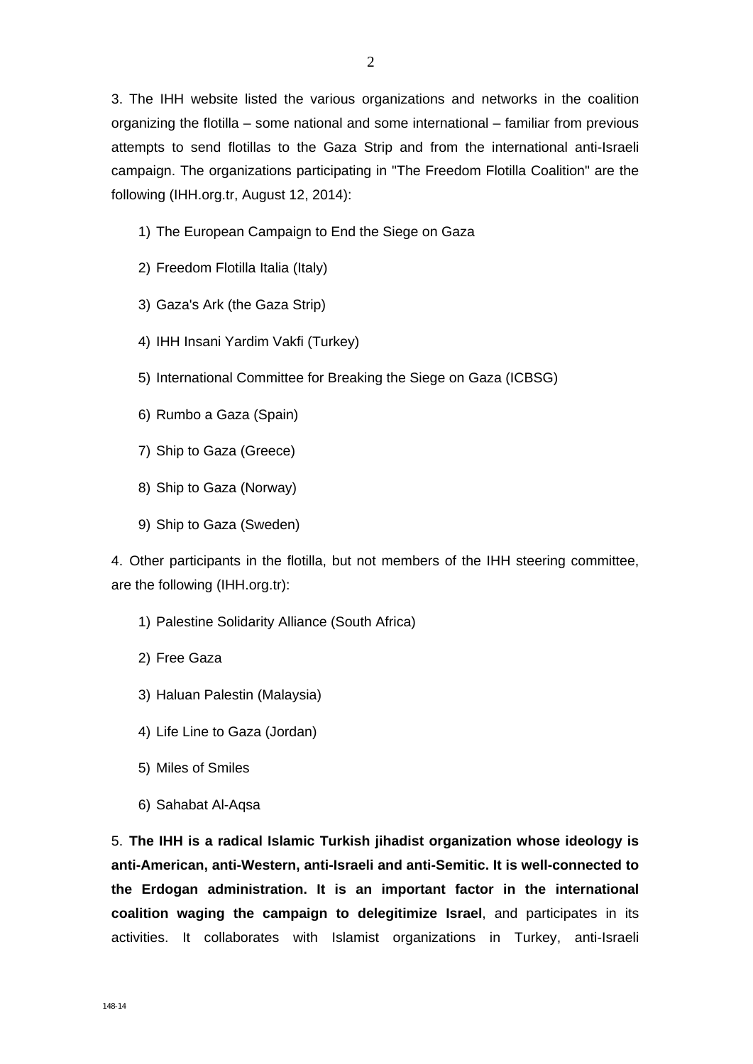3. The IHH website listed the various organizations and networks in the coalition organizing the flotilla – some national and some international – familiar from previous attempts to send flotillas to the Gaza Strip and from the international anti-Israeli campaign. The organizations participating in "The Freedom Flotilla Coalition" are the following (IHH.org.tr, August 12, 2014):

1) The European Campaign to End the Siege on Gaza
2) Freedom Flotilla Italia (Italy)
3) Gaza's Ark (the Gaza Strip)
4) IHH Insani Yardim Vakfi (Turkey)
5) International Committee for Breaking the Siege on Gaza (ICBSG)
6) Rumbo a Gaza (Spain)
7) Ship to Gaza (Greece)
8) Ship to Gaza (Norway)
9) Ship to Gaza (Sweden)

4. Other participants in the flotilla, but not members of the IHH steering committee, are the following (IHH.org.tr):

1) Palestine Solidarity Alliance (South Africa)
2) Free Gaza
3) Haluan Palestin (Malaysia)
4) Life Line to Gaza (Jordan)
5) Miles of Smiles
6) Sahabat Al-Aqsa

5. **The IHH is a radical Islamic Turkish jihadist organization whose ideology is anti-American, anti-Western, anti-Israeli and anti-Semitic. It is well-connected to the Erdogan administration. It is an important factor in the international coalition waging the campaign to delegitimize Israel**, and participates in its activities. It collaborates with Islamist organizations in Turkey, anti-Israeli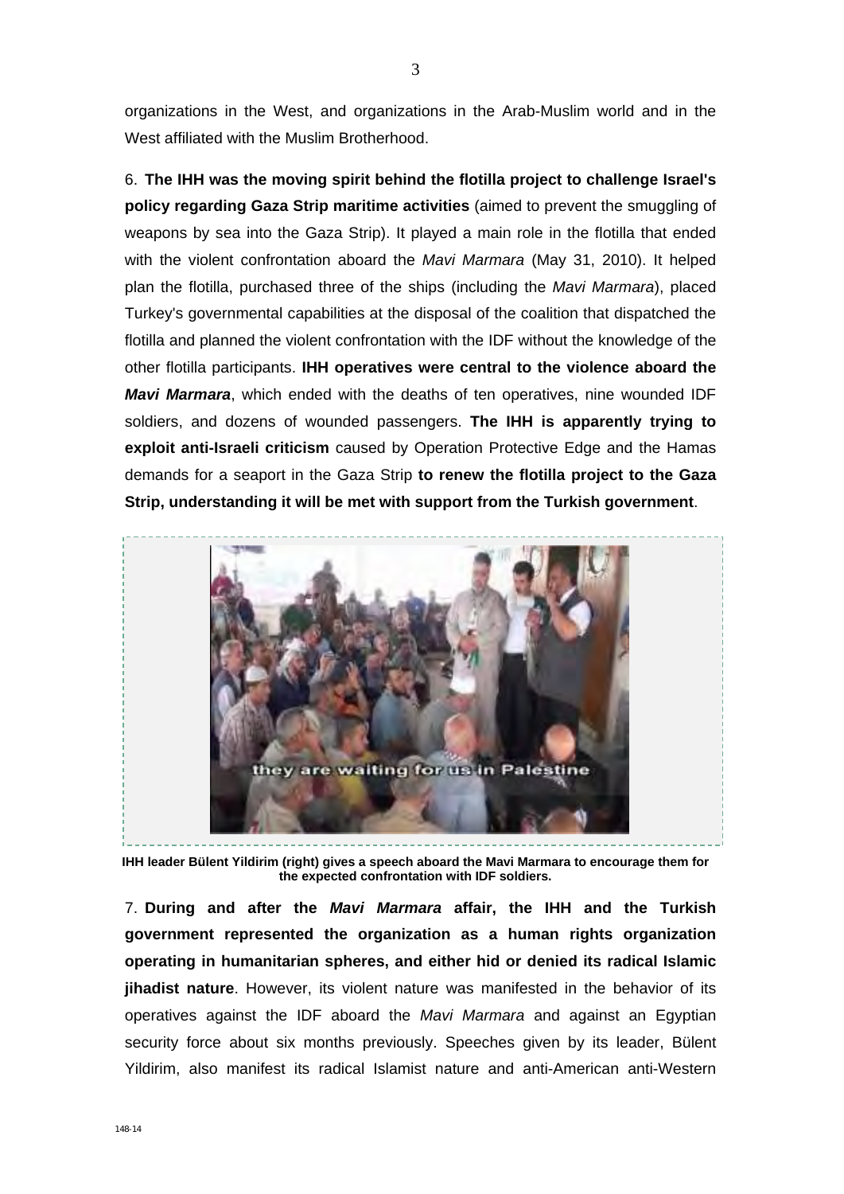organizations in the West, and organizations in the Arab-Muslim world and in the West affiliated with the Muslim Brotherhood.

6. **The IHH was the moving spirit behind the flotilla project to challenge Israel's policy regarding Gaza Strip maritime activities** (aimed to prevent the smuggling of weapons by sea into the Gaza Strip). It played a main role in the flotilla that ended with the violent confrontation aboard the *Mavi Marmara* (May 31, 2010). It helped plan the flotilla, purchased three of the ships (including the *Mavi Marmara*), placed Turkey's governmental capabilities at the disposal of the coalition that dispatched the flotilla and planned the violent confrontation with the IDF without the knowledge of the other flotilla participants. **IHH operatives were central to the violence aboard the *Mavi Marmara***, which ended with the deaths of ten operatives, nine wounded IDF soldiers, and dozens of wounded passengers. **The IHH is apparently trying to exploit anti-Israeli criticism** caused by Operation Protective Edge and the Hamas demands for a seaport in the Gaza Strip **to renew the flotilla project to the Gaza Strip, understanding it will be met with support from the Turkish government**.

**IHH leader Bülent Yildirim (right) gives a speech aboard the Mavi Marmara to encourage them for the expected confrontation with IDF soldiers.**

7. **During and after the *Mavi Marmara* affair, the IHH and the Turkish government represented the organization as a human rights organization operating in humanitarian spheres, and either hid or denied its radical Islamic jihadist nature**. However, its violent nature was manifested in the behavior of its operatives against the IDF aboard the *Mavi Marmara* and against an Egyptian security force about six months previously. Speeches given by its leader, Bülent Yildirim, also manifest its radical Islamist nature and anti-American anti-Western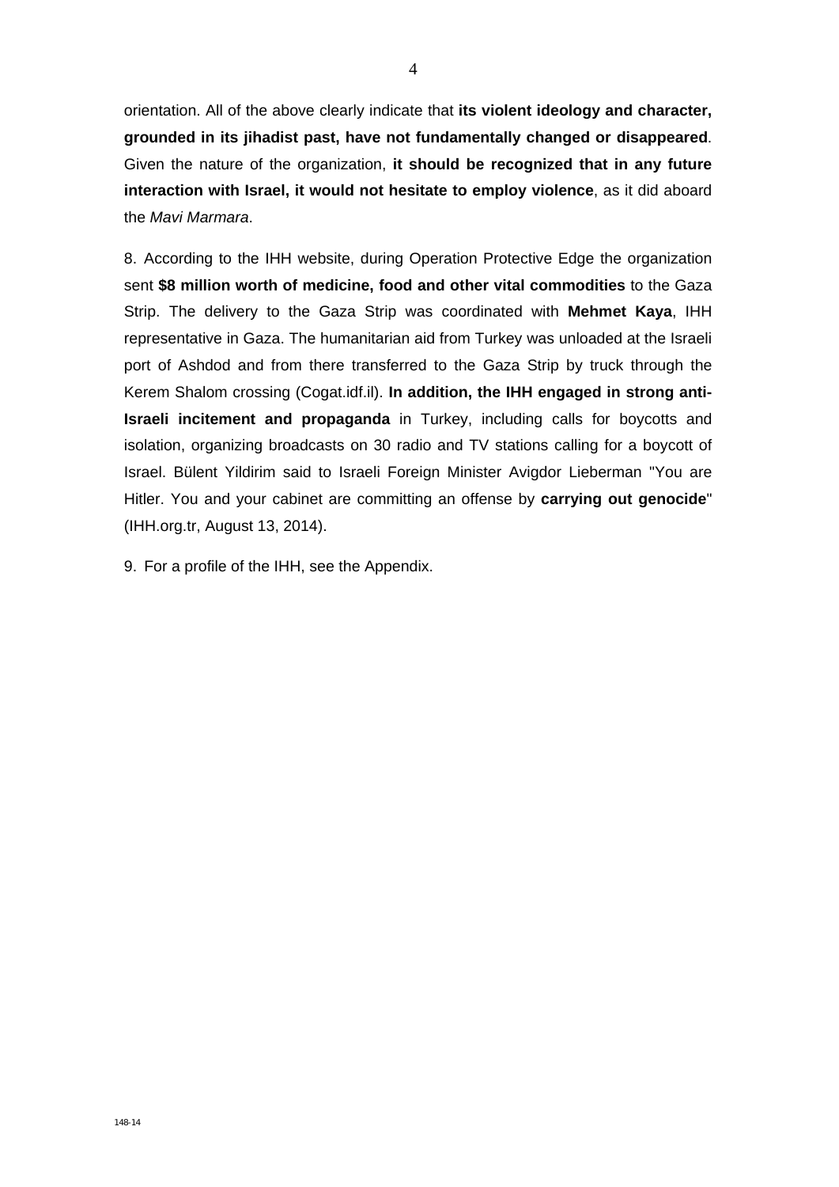orientation. All of the above clearly indicate that **its violent ideology and character, grounded in its jihadist past, have not fundamentally changed or disappeared**. Given the nature of the organization, **it should be recognized that in any future interaction with Israel, it would not hesitate to employ violence**, as it did aboard the *Mavi Marmara*.

8. According to the IHH website, during Operation Protective Edge the organization sent **$8 million worth of medicine, food and other vital commodities** to the Gaza Strip. The delivery to the Gaza Strip was coordinated with **Mehmet Kaya**, IHH representative in Gaza. The humanitarian aid from Turkey was unloaded at the Israeli port of Ashdod and from there transferred to the Gaza Strip by truck through the Kerem Shalom crossing (Cogat.idf.il). **In addition, the IHH engaged in strong anti-Israeli incitement and propaganda** in Turkey, including calls for boycotts and isolation, organizing broadcasts on 30 radio and TV stations calling for a boycott of Israel. Bülent Yildirim said to Israeli Foreign Minister Avigdor Lieberman "You are Hitler. You and your cabinet are committing an offense by **carrying out genocide**" (IHH.org.tr, August 13, 2014).

9. For a profile of the IHH, see the Appendix.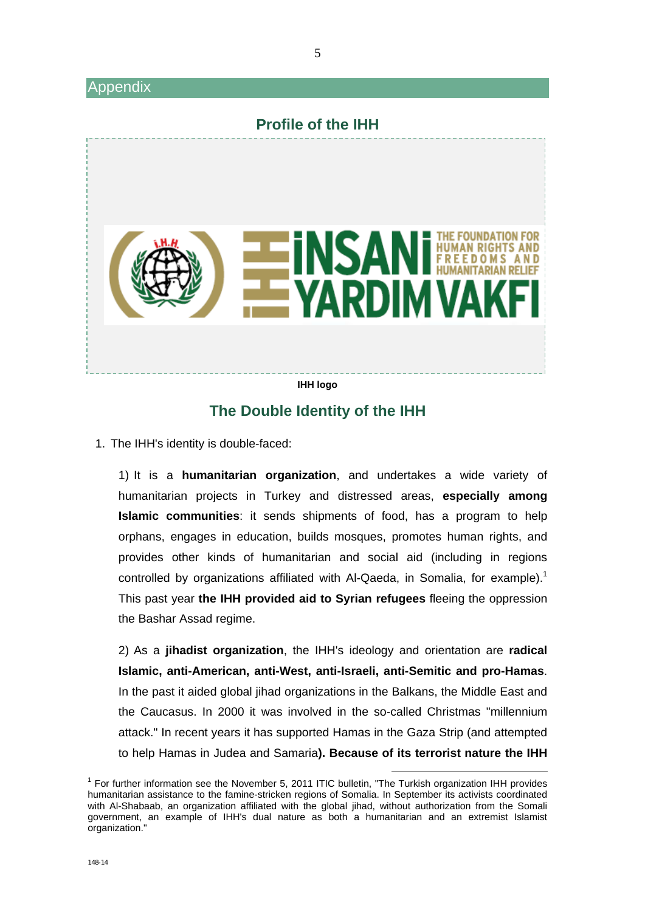## Appendix

### Profile of the IHH

IHH logo

### The Double Identity of the IHH

1. The IHH's identity is double-faced:

   1) It is a **humanitarian organization**, and undertakes a wide variety of humanitarian projects in Turkey and distressed areas, **especially among Islamic communities**: it sends shipments of food, has a program to help orphans, engages in education, builds mosques, promotes human rights, and provides other kinds of humanitarian and social aid (including in regions controlled by organizations affiliated with Al-Qaeda, in Somalia, for example).[1] This past year **the IHH provided aid to Syrian refugees** fleeing the oppression the Bashar Assad regime.

   2) As a **jihadist organization**, the IHH's ideology and orientation are **radical Islamic, anti-American, anti-West, anti-Israeli, anti-Semitic and pro-Hamas**. In the past it aided global jihad organizations in the Balkans, the Middle East and the Caucasus. In 2000 it was involved in the so-called Christmas "millennium attack." In recent years it has supported Hamas in the Gaza Strip (and attempted to help Hamas in Judea and Samaria**). Because of its terrorist nature the IHH**

[1] For further information see the November 5, 2011 ITIC bulletin, "The Turkish organization IHH provides humanitarian assistance to the famine-stricken regions of Somalia. In September its activists coordinated with Al-Shabaab, an organization affiliated with the global jihad, without authorization from the Somali government, an example of IHH's dual nature as both a humanitarian and an extremist Islamist organization."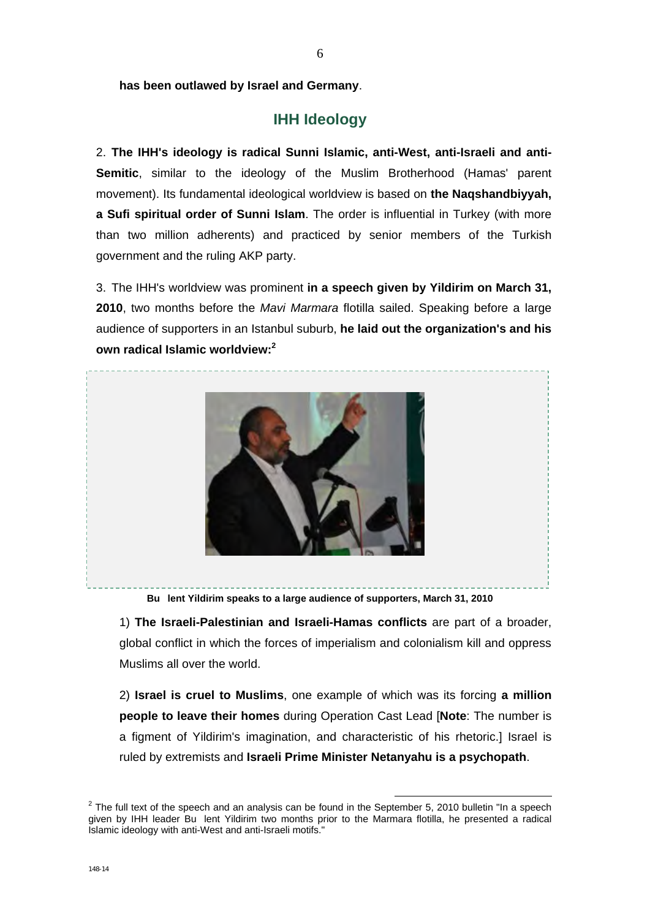**has been outlawed by Israel and Germany**.

## IHH Ideology

2. **The IHH's ideology is radical Sunni Islamic, anti-West, anti-Israeli and anti-Semitic**, similar to the ideology of the Muslim Brotherhood (Hamas' parent movement). Its fundamental ideological worldview is based on **the Naqshandbiyyah, a Sufi spiritual order of Sunni Islam**. The order is influential in Turkey (with more than two million adherents) and practiced by senior members of the Turkish government and the ruling AKP party.

3. The IHH's worldview was prominent **in a speech given by Yildirim on March 31, 2010**, two months before the *Mavi Marmara* flotilla sailed. Speaking before a large audience of supporters in an Istanbul suburb, **he laid out the organization's and his own radical Islamic worldview:**[2]

**Bu lent Yildirim speaks to a large audience of supporters, March 31, 2010**

1) **The Israeli-Palestinian and Israeli-Hamas conflicts** are part of a broader, global conflict in which the forces of imperialism and colonialism kill and oppress Muslims all over the world.

2) **Israel is cruel to Muslims**, one example of which was its forcing **a million people to leave their homes** during Operation Cast Lead [**Note**: The number is a figment of Yildirim's imagination, and characteristic of his rhetoric.] Israel is ruled by extremists and **Israeli Prime Minister Netanyahu is a psychopath**.

[2] The full text of the speech and an analysis can be found in the September 5, 2010 bulletin "In a speech given by IHH leader Bu lent Yildirim two months prior to the Marmara flotilla, he presented a radical Islamic ideology with anti-West and anti-Israeli motifs."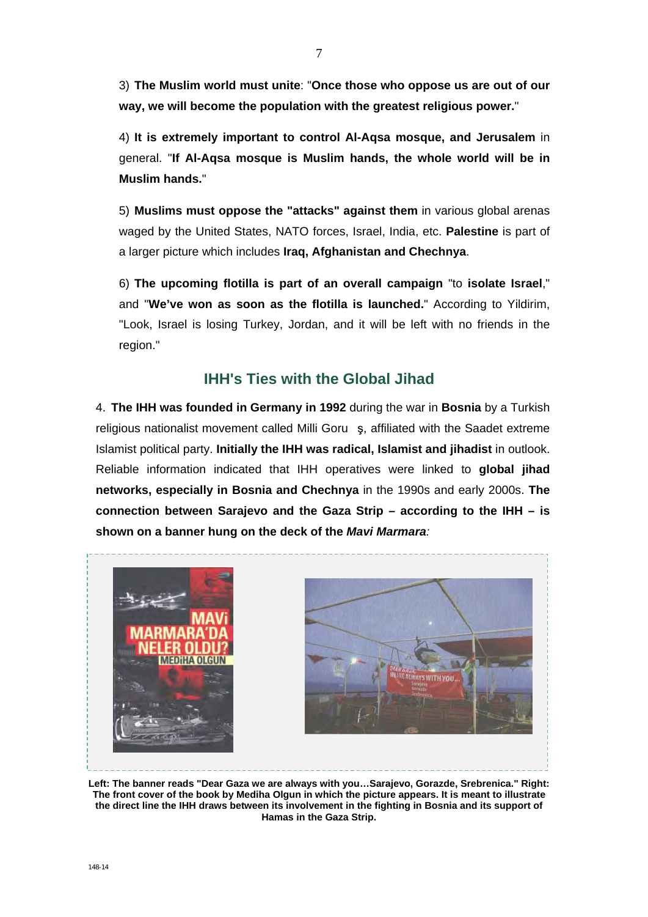3) **The Muslim world must unite**: "**Once those who oppose us are out of our way, we will become the population with the greatest religious power.**"

4) **It is extremely important to control Al-Aqsa mosque, and Jerusalem** in general. "**If Al-Aqsa mosque is Muslim hands, the whole world will be in Muslim hands.**"

5) **Muslims must oppose the "attacks" against them** in various global arenas waged by the United States, NATO forces, Israel, India, etc. **Palestine** is part of a larger picture which includes **Iraq, Afghanistan and Chechnya**.

6) **The upcoming flotilla is part of an overall campaign** "to **isolate Israel**," and "**We've won as soon as the flotilla is launched.**" According to Yildirim, "Look, Israel is losing Turkey, Jordan, and it will be left with no friends in the region."

## IHH's Ties with the Global Jihad

4. **The IHH was founded in Germany in 1992** during the war in **Bosnia** by a Turkish religious nationalist movement called Milli Goruş, affiliated with the Saadet extreme Islamist political party. **Initially the IHH was radical, Islamist and jihadist** in outlook. Reliable information indicated that IHH operatives were linked to **global jihad networks, especially in Bosnia and Chechnya** in the 1990s and early 2000s. **The connection between Sarajevo and the Gaza Strip – according to the IHH – is shown on a banner hung on the deck of the *Mavi Marmara*:**

**Left: The banner reads "Dear Gaza we are always with you…Sarajevo, Gorazde, Srebrenica." Right: The front cover of the book by Mediha Olgun in which the picture appears. It is meant to illustrate the direct line the IHH draws between its involvement in the fighting in Bosnia and its support of Hamas in the Gaza Strip.**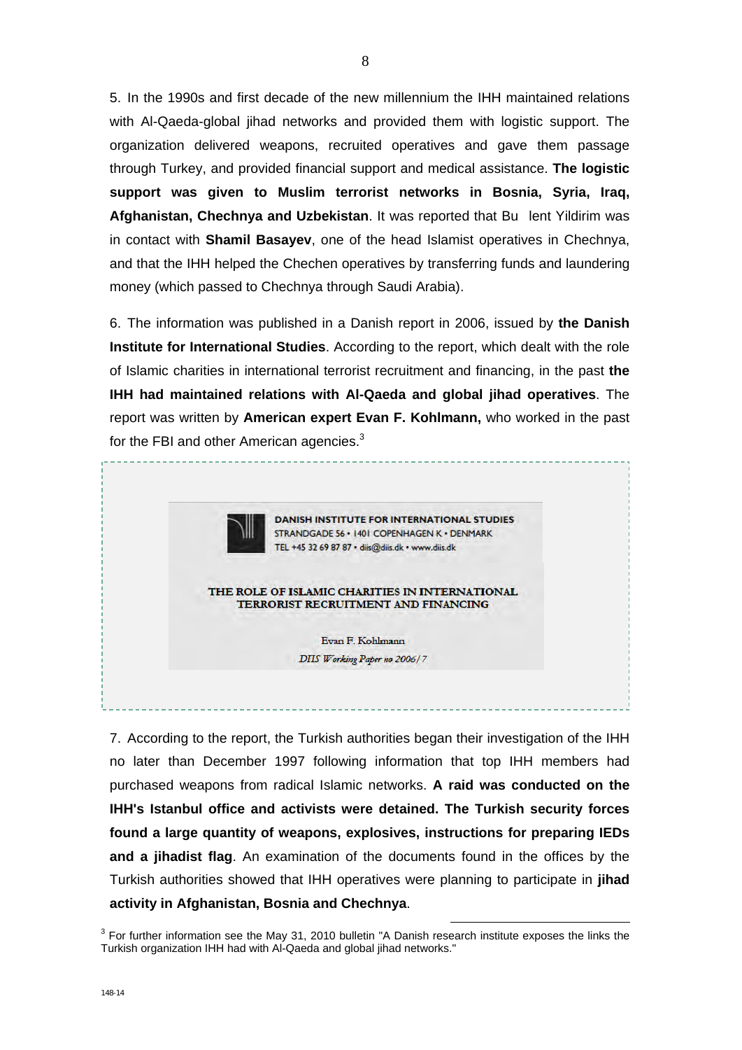5. In the 1990s and first decade of the new millennium the IHH maintained relations with Al-Qaeda-global jihad networks and provided them with logistic support. The organization delivered weapons, recruited operatives and gave them passage through Turkey, and provided financial support and medical assistance. **The logistic support was given to Muslim terrorist networks in Bosnia, Syria, Iraq, Afghanistan, Chechnya and Uzbekistan**. It was reported that Bu lent Yildirim was in contact with **Shamil Basayev**, one of the head Islamist operatives in Chechnya, and that the IHH helped the Chechen operatives by transferring funds and laundering money (which passed to Chechnya through Saudi Arabia).

6. The information was published in a Danish report in 2006, issued by **the Danish Institute for International Studies**. According to the report, which dealt with the role of Islamic charities in international terrorist recruitment and financing, in the past **the IHH had maintained relations with Al-Qaeda and global jihad operatives**. The report was written by **American expert Evan F. Kohlmann,** who worked in the past for the FBI and other American agencies.[3]

DANISH INSTITUTE FOR INTERNATIONAL STUDIES
STRANDGADE 56 • 1401 COPENHAGEN K • DENMARK
TEL +45 32 69 87 87 • diis@diis.dk • www.diis.dk

THE ROLE OF ISLAMIC CHARITIES IN INTERNATIONAL TERRORIST RECRUITMENT AND FINANCING

Evan F. Kohlmann

*DIIS Working Paper no 2006/7*

7. According to the report, the Turkish authorities began their investigation of the IHH no later than December 1997 following information that top IHH members had purchased weapons from radical Islamic networks. **A raid was conducted on the IHH's Istanbul office and activists were detained. The Turkish security forces found a large quantity of weapons, explosives, instructions for preparing IEDs and a jihadist flag**. An examination of the documents found in the offices by the Turkish authorities showed that IHH operatives were planning to participate in **jihad activity in Afghanistan, Bosnia and Chechnya**.

[3] For further information see the May 31, 2010 bulletin "A Danish research institute exposes the links the Turkish organization IHH had with Al-Qaeda and global jihad networks."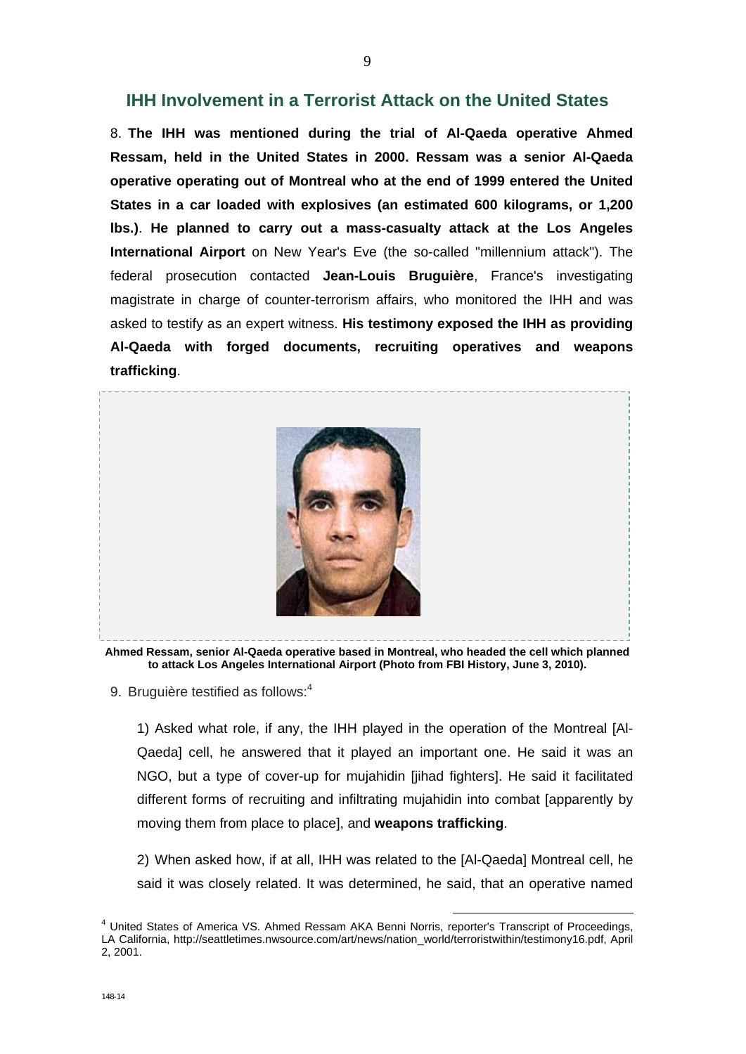## IHH Involvement in a Terrorist Attack on the United States

8. **The IHH was mentioned during the trial of Al-Qaeda operative Ahmed Ressam, held in the United States in 2000. Ressam was a senior Al-Qaeda operative operating out of Montreal who at the end of 1999 entered the United States in a car loaded with explosives (an estimated 600 kilograms, or 1,200 lbs.)**. **He planned to carry out a mass-casualty attack at the Los Angeles International Airport** on New Year's Eve (the so-called "millennium attack"). The federal prosecution contacted **Jean-Louis Bruguière**, France's investigating magistrate in charge of counter-terrorism affairs, who monitored the IHH and was asked to testify as an expert witness. **His testimony exposed the IHH as providing Al-Qaeda with forged documents, recruiting operatives and weapons trafficking**.

**Ahmed Ressam, senior Al-Qaeda operative based in Montreal, who headed the cell which planned to attack Los Angeles International Airport (Photo from FBI History, June 3, 2010).**

9. Bruguière testified as follows:[4]

1) Asked what role, if any, the IHH played in the operation of the Montreal [Al-Qaeda] cell, he answered that it played an important one. He said it was an NGO, but a type of cover-up for mujahidin [jihad fighters]. He said it facilitated different forms of recruiting and infiltrating mujahidin into combat [apparently by moving them from place to place], and **weapons trafficking**.

2) When asked how, if at all, IHH was related to the [Al-Qaeda] Montreal cell, he said it was closely related. It was determined, he said, that an operative named

---

[4] United States of America VS. Ahmed Ressam AKA Benni Norris, reporter's Transcript of Proceedings, LA California, http://seattletimes.nwsource.com/art/news/nation_world/terroristwithin/testimony16.pdf, April 2, 2001.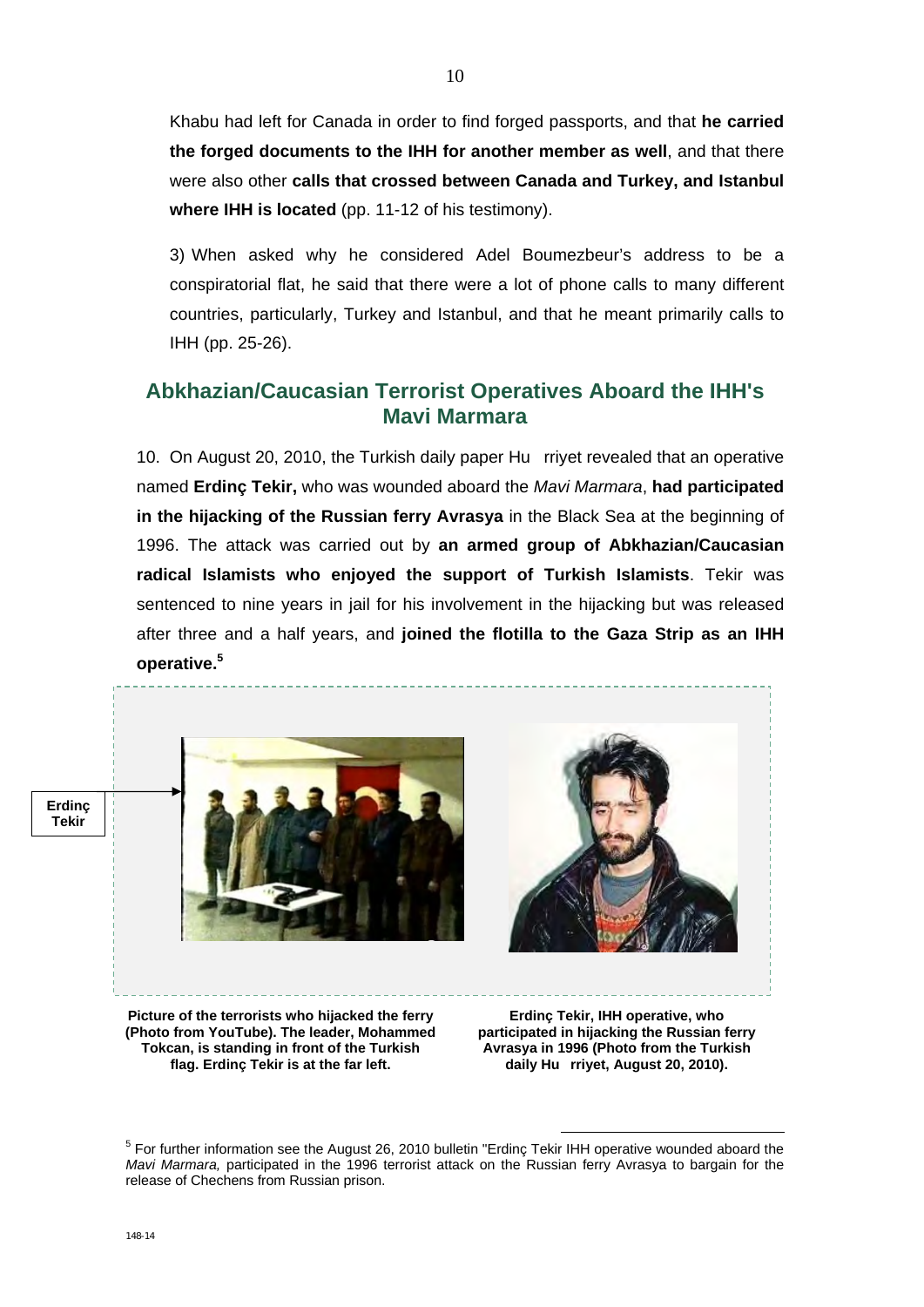Khabu had left for Canada in order to find forged passports, and that **he carried the forged documents to the IHH for another member as well**, and that there were also other **calls that crossed between Canada and Turkey, and Istanbul where IHH is located** (pp. 11-12 of his testimony).

3) When asked why he considered Adel Boumezbeur's address to be a conspiratorial flat, he said that there were a lot of phone calls to many different countries, particularly, Turkey and Istanbul, and that he meant primarily calls to IHH (pp. 25-26).

## Abkhazian/Caucasian Terrorist Operatives Aboard the IHH's Mavi Marmara

10. On August 20, 2010, the Turkish daily paper Hu rriyet revealed that an operative named **Erdinç Tekir,** who was wounded aboard the *Mavi Marmara*, **had participated in the hijacking of the Russian ferry Avrasya** in the Black Sea at the beginning of 1996. The attack was carried out by **an armed group of Abkhazian/Caucasian radical Islamists who enjoyed the support of Turkish Islamists**. Tekir was sentenced to nine years in jail for his involvement in the hijacking but was released after three and a half years, and **joined the flotilla to the Gaza Strip as an IHH operative.**[5]

Erdinç Tekir

**Picture of the terrorists who hijacked the ferry (Photo from YouTube). The leader, Mohammed Tokcan, is standing in front of the Turkish flag. Erdinç Tekir is at the far left.**

**Erdinç Tekir, IHH operative, who participated in hijacking the Russian ferry Avrasya in 1996 (Photo from the Turkish daily Hu rriyet, August 20, 2010).**

[5] For further information see the August 26, 2010 bulletin "Erdinç Tekir IHH operative wounded aboard the *Mavi Marmara,* participated in the 1996 terrorist attack on the Russian ferry Avrasya to bargain for the release of Chechens from Russian prison.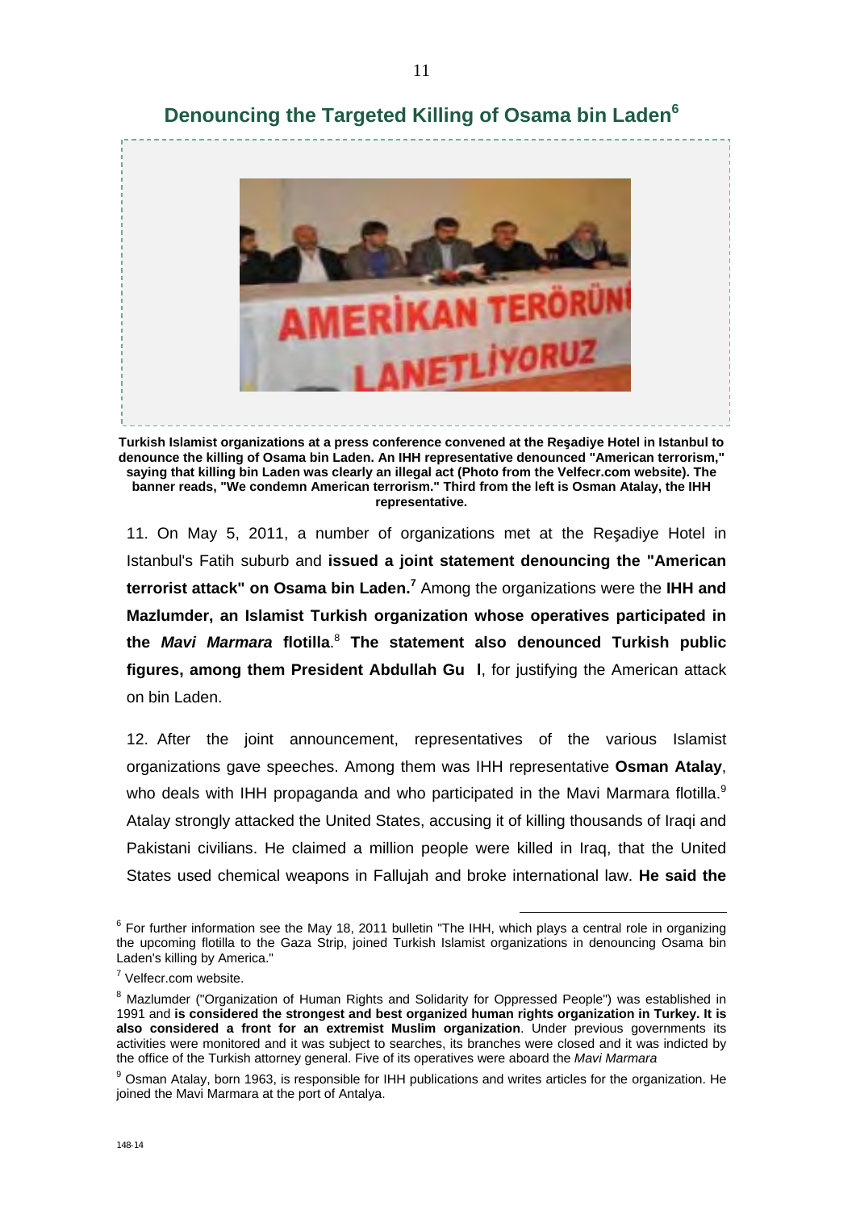## Denouncing the Targeted Killing of Osama bin Laden[6]

**Turkish Islamist organizations at a press conference convened at the Reşadiye Hotel in Istanbul to denounce the killing of Osama bin Laden. An IHH representative denounced "American terrorism," saying that killing bin Laden was clearly an illegal act (Photo from the Velfecr.com website). The banner reads, "We condemn American terrorism." Third from the left is Osman Atalay, the IHH representative.**

11. On May 5, 2011, a number of organizations met at the Reşadiye Hotel in Istanbul's Fatih suburb and **issued a joint statement denouncing the "American terrorist attack" on Osama bin Laden.**[7] Among the organizations were the **IHH and Mazlumder, an Islamist Turkish organization whose operatives participated in the *Mavi Marmara* flotilla**.[8] **The statement also denounced Turkish public figures, among them President Abdullah Gu l**, for justifying the American attack on bin Laden.

12. After the joint announcement, representatives of the various Islamist organizations gave speeches. Among them was IHH representative **Osman Atalay**, who deals with IHH propaganda and who participated in the Mavi Marmara flotilla.[9] Atalay strongly attacked the United States, accusing it of killing thousands of Iraqi and Pakistani civilians. He claimed a million people were killed in Iraq, that the United States used chemical weapons in Fallujah and broke international law. **He said the**

---

[6] For further information see the May 18, 2011 bulletin "The IHH, which plays a central role in organizing the upcoming flotilla to the Gaza Strip, joined Turkish Islamist organizations in denouncing Osama bin Laden's killing by America."

[7] Velfecr.com website.

[8] Mazlumder ("Organization of Human Rights and Solidarity for Oppressed People") was established in 1991 and **is considered the strongest and best organized human rights organization in Turkey. It is also considered a front for an extremist Muslim organization**. Under previous governments its activities were monitored and it was subject to searches, its branches were closed and it was indicted by the office of the Turkish attorney general. Five of its operatives were aboard the *Mavi Marmara*

[9] Osman Atalay, born 1963, is responsible for IHH publications and writes articles for the organization. He joined the Mavi Marmara at the port of Antalya.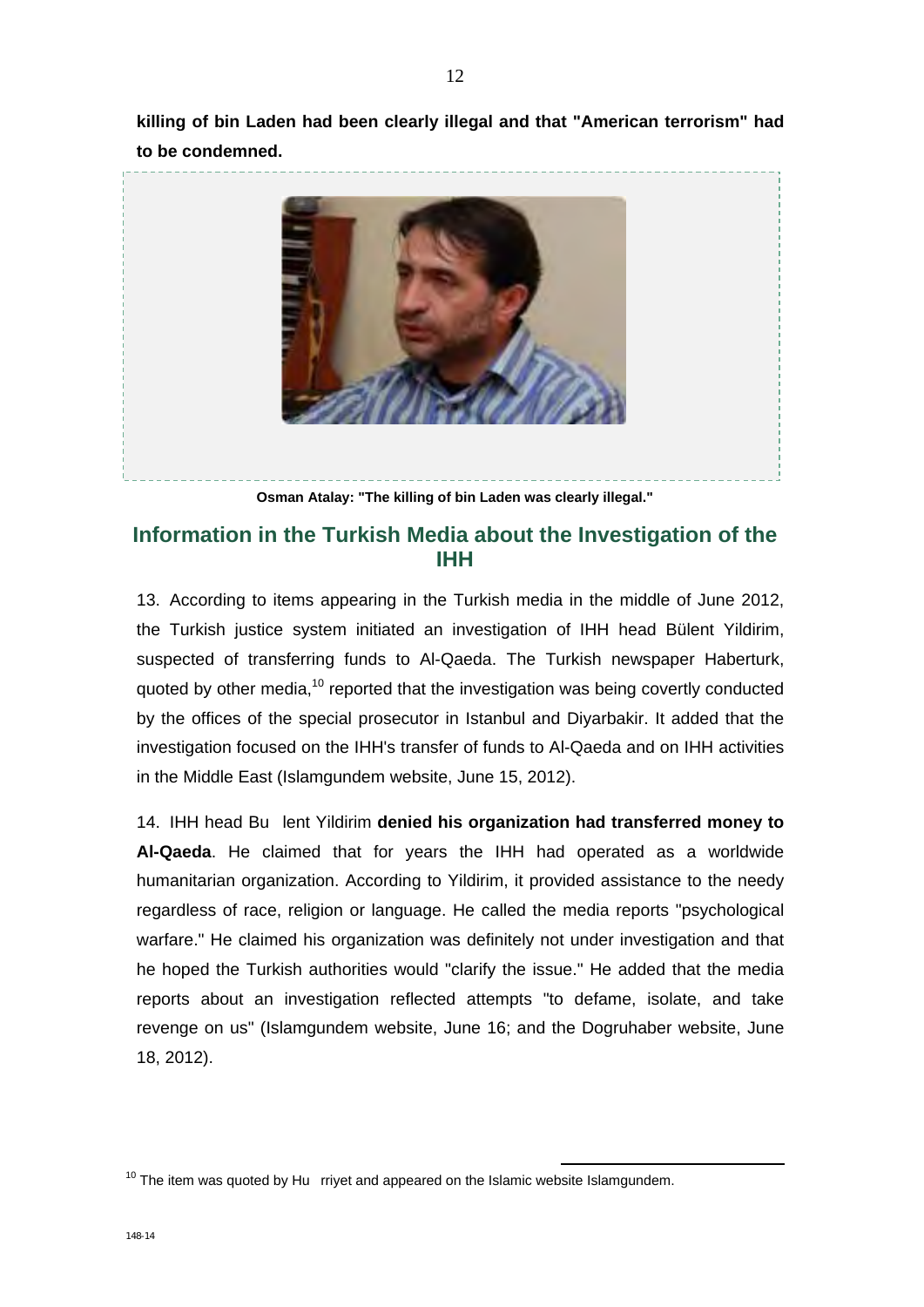**killing of bin Laden had been clearly illegal and that "American terrorism" had to be condemned.**

**Osman Atalay: "The killing of bin Laden was clearly illegal."**

## Information in the Turkish Media about the Investigation of the IHH

13. According to items appearing in the Turkish media in the middle of June 2012, the Turkish justice system initiated an investigation of IHH head Bülent Yildirim, suspected of transferring funds to Al-Qaeda. The Turkish newspaper Haberturk, quoted by other media,[10] reported that the investigation was being covertly conducted by the offices of the special prosecutor in Istanbul and Diyarbakir. It added that the investigation focused on the IHH's transfer of funds to Al-Qaeda and on IHH activities in the Middle East (Islamgundem website, June 15, 2012).

14. IHH head Bülent Yildirim **denied his organization had transferred money to Al-Qaeda**. He claimed that for years the IHH had operated as a worldwide humanitarian organization. According to Yildirim, it provided assistance to the needy regardless of race, religion or language. He called the media reports "psychological warfare." He claimed his organization was definitely not under investigation and that he hoped the Turkish authorities would "clarify the issue." He added that the media reports about an investigation reflected attempts "to defame, isolate, and take revenge on us" (Islamgundem website, June 16; and the Dogruhaber website, June 18, 2012).

[10] The item was quoted by Hürriyet and appeared on the Islamic website Islamgundem.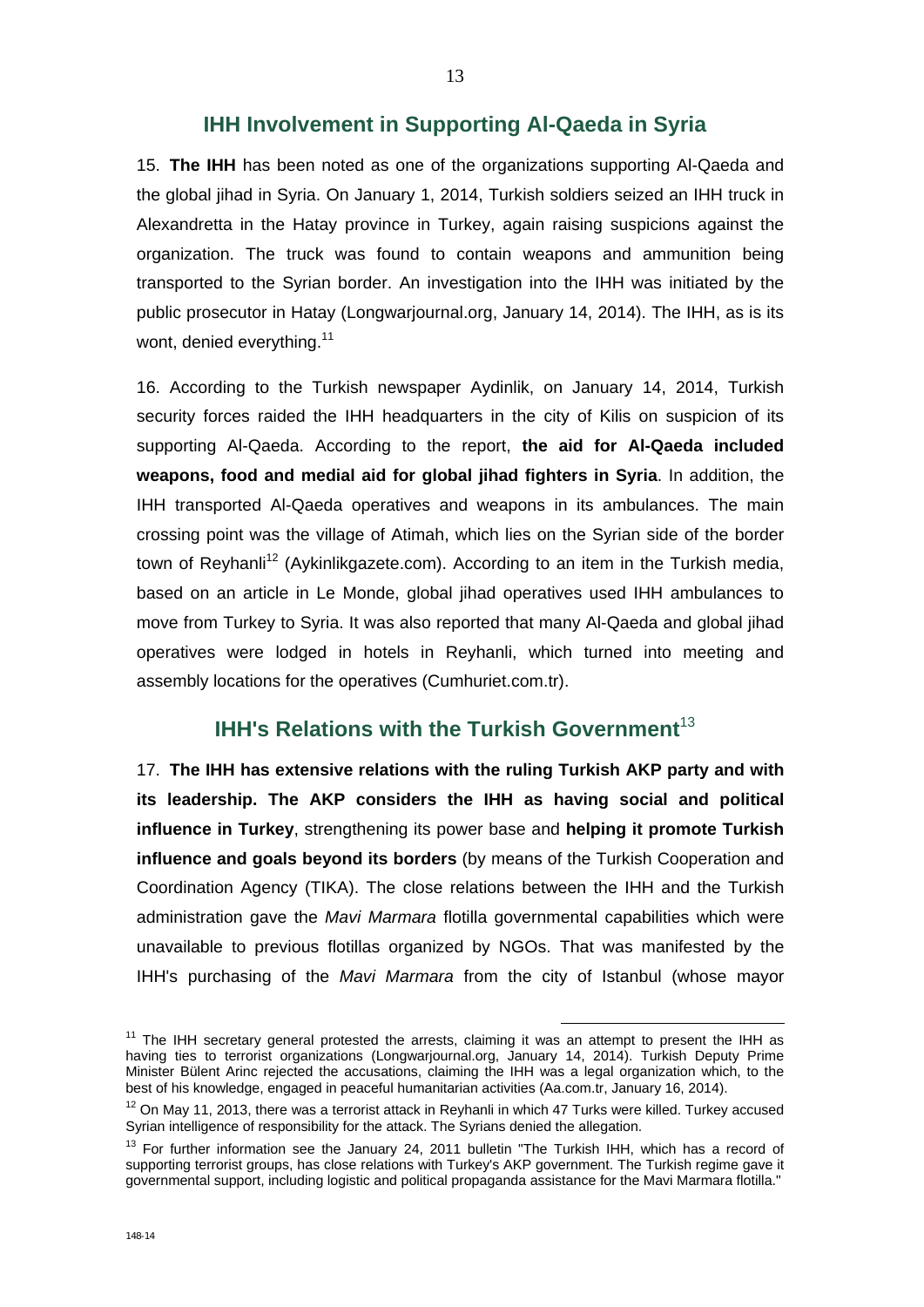## IHH Involvement in Supporting Al-Qaeda in Syria

15. **The IHH** has been noted as one of the organizations supporting Al-Qaeda and the global jihad in Syria. On January 1, 2014, Turkish soldiers seized an IHH truck in Alexandretta in the Hatay province in Turkey, again raising suspicions against the organization. The truck was found to contain weapons and ammunition being transported to the Syrian border. An investigation into the IHH was initiated by the public prosecutor in Hatay (Longwarjournal.org, January 14, 2014). The IHH, as is its wont, denied everything.[11]

16. According to the Turkish newspaper Aydinlik, on January 14, 2014, Turkish security forces raided the IHH headquarters in the city of Kilis on suspicion of its supporting Al-Qaeda. According to the report, **the aid for Al-Qaeda included weapons, food and medial aid for global jihad fighters in Syria**. In addition, the IHH transported Al-Qaeda operatives and weapons in its ambulances. The main crossing point was the village of Atimah, which lies on the Syrian side of the border town of Reyhanli[12] (Aykinlikgazete.com). According to an item in the Turkish media, based on an article in Le Monde, global jihad operatives used IHH ambulances to move from Turkey to Syria. It was also reported that many Al-Qaeda and global jihad operatives were lodged in hotels in Reyhanli, which turned into meeting and assembly locations for the operatives (Cumhuriet.com.tr).

## IHH's Relations with the Turkish Government[13]

17. **The IHH has extensive relations with the ruling Turkish AKP party and with its leadership. The AKP considers the IHH as having social and political influence in Turkey**, strengthening its power base and **helping it promote Turkish influence and goals beyond its borders** (by means of the Turkish Cooperation and Coordination Agency (TIKA). The close relations between the IHH and the Turkish administration gave the *Mavi Marmara* flotilla governmental capabilities which were unavailable to previous flotillas organized by NGOs. That was manifested by the IHH's purchasing of the *Mavi Marmara* from the city of Istanbul (whose mayor

---

[11] The IHH secretary general protested the arrests, claiming it was an attempt to present the IHH as having ties to terrorist organizations (Longwarjournal.org, January 14, 2014). Turkish Deputy Prime Minister Bülent Arinc rejected the accusations, claiming the IHH was a legal organization which, to the best of his knowledge, engaged in peaceful humanitarian activities (Aa.com.tr, January 16, 2014).

[12] On May 11, 2013, there was a terrorist attack in Reyhanli in which 47 Turks were killed. Turkey accused Syrian intelligence of responsibility for the attack. The Syrians denied the allegation.

[13] For further information see the January 24, 2011 bulletin "The Turkish IHH, which has a record of supporting terrorist groups, has close relations with Turkey's AKP government. The Turkish regime gave it governmental support, including logistic and political propaganda assistance for the Mavi Marmara flotilla."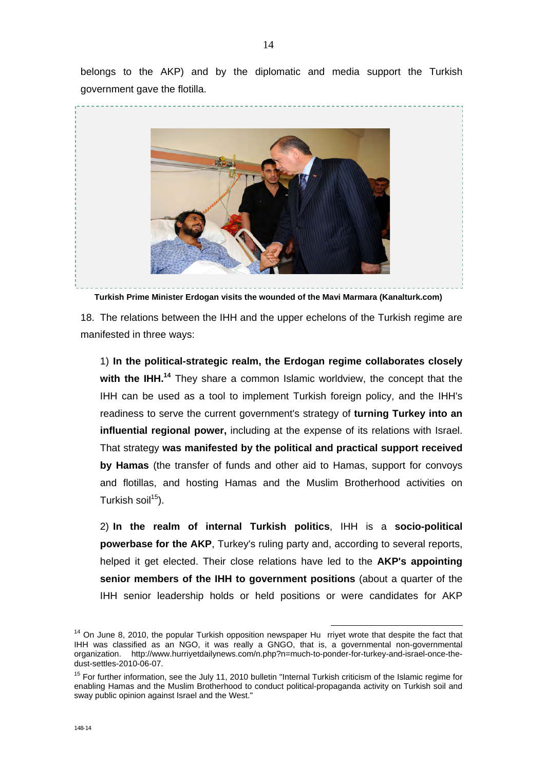belongs to the AKP) and by the diplomatic and media support the Turkish government gave the flotilla.

**Turkish Prime Minister Erdogan visits the wounded of the Mavi Marmara (Kanalturk.com)**

18. The relations between the IHH and the upper echelons of the Turkish regime are manifested in three ways:

1) **In the political-strategic realm, the Erdogan regime collaborates closely with the IHH.**[14] They share a common Islamic worldview, the concept that the IHH can be used as a tool to implement Turkish foreign policy, and the IHH's readiness to serve the current government's strategy of **turning Turkey into an influential regional power,** including at the expense of its relations with Israel. That strategy **was manifested by the political and practical support received by Hamas** (the transfer of funds and other aid to Hamas, support for convoys and flotillas, and hosting Hamas and the Muslim Brotherhood activities on Turkish soil[15]).

2) **In the realm of internal Turkish politics**, IHH is a **socio-political powerbase for the AKP**, Turkey's ruling party and, according to several reports, helped it get elected. Their close relations have led to the **AKP's appointing senior members of the IHH to government positions** (about a quarter of the IHH senior leadership holds or held positions or were candidates for AKP

---

[14] On June 8, 2010, the popular Turkish opposition newspaper Hu rriyet wrote that despite the fact that IHH was classified as an NGO, it was really a GNGO, that is, a governmental non-governmental organization. http://www.hurriyetdailynews.com/n.php?n=much-to-ponder-for-turkey-and-israel-once-the-dust-settles-2010-06-07.

[15] For further information, see the July 11, 2010 bulletin "Internal Turkish criticism of the Islamic regime for enabling Hamas and the Muslim Brotherhood to conduct political-propaganda activity on Turkish soil and sway public opinion against Israel and the West."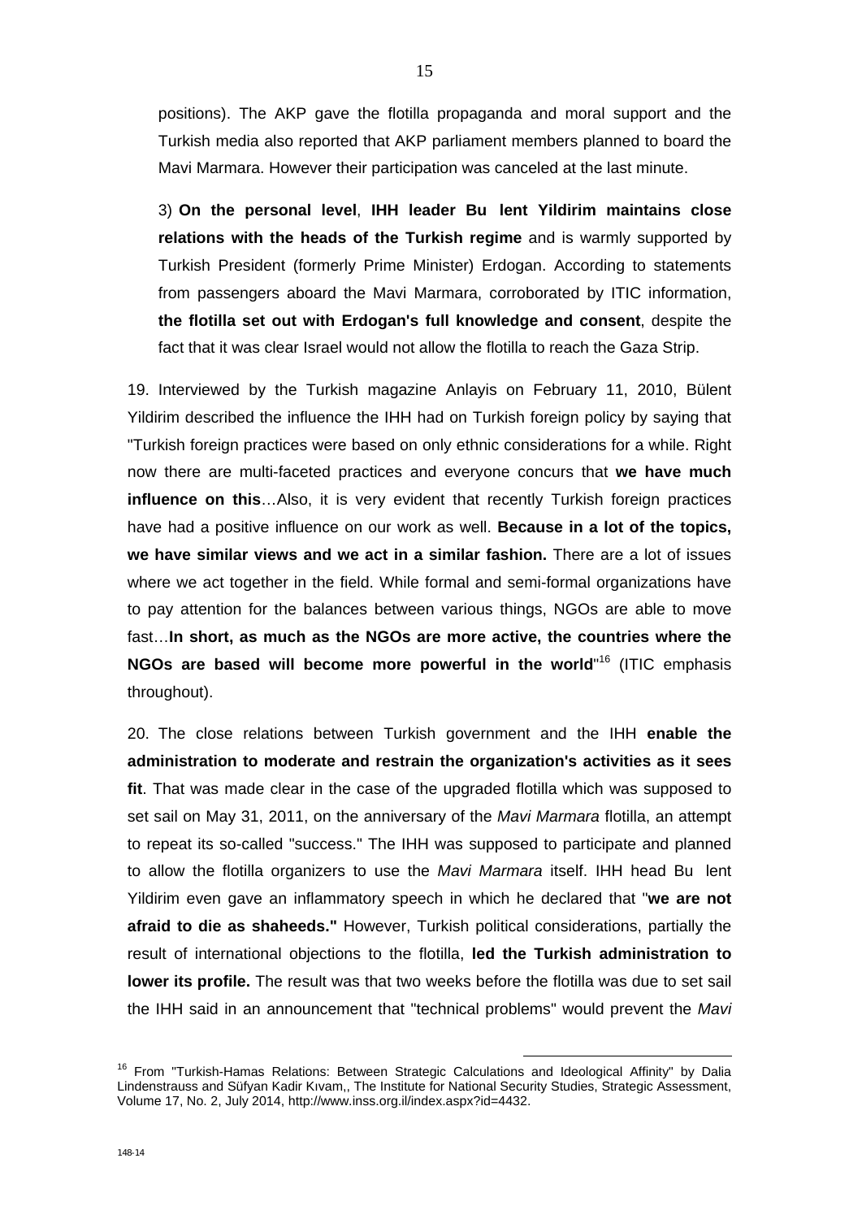positions). The AKP gave the flotilla propaganda and moral support and the Turkish media also reported that AKP parliament members planned to board the Mavi Marmara. However their participation was canceled at the last minute.

3) **On the personal level**, **IHH leader Bu lent Yildirim maintains close relations with the heads of the Turkish regime** and is warmly supported by Turkish President (formerly Prime Minister) Erdogan. According to statements from passengers aboard the Mavi Marmara, corroborated by ITIC information, **the flotilla set out with Erdogan's full knowledge and consent**, despite the fact that it was clear Israel would not allow the flotilla to reach the Gaza Strip.

19. Interviewed by the Turkish magazine Anlayis on February 11, 2010, Bülent Yildirim described the influence the IHH had on Turkish foreign policy by saying that "Turkish foreign practices were based on only ethnic considerations for a while. Right now there are multi-faceted practices and everyone concurs that **we have much influence on this**…Also, it is very evident that recently Turkish foreign practices have had a positive influence on our work as well. **Because in a lot of the topics, we have similar views and we act in a similar fashion.** There are a lot of issues where we act together in the field. While formal and semi-formal organizations have to pay attention for the balances between various things, NGOs are able to move fast…**In short, as much as the NGOs are more active, the countries where the NGOs are based will become more powerful in the world**"[16] (ITIC emphasis throughout).

20. The close relations between Turkish government and the IHH **enable the administration to moderate and restrain the organization's activities as it sees fit**. That was made clear in the case of the upgraded flotilla which was supposed to set sail on May 31, 2011, on the anniversary of the *Mavi Marmara* flotilla, an attempt to repeat its so-called "success." The IHH was supposed to participate and planned to allow the flotilla organizers to use the *Mavi Marmara* itself. IHH head Bu lent Yildirim even gave an inflammatory speech in which he declared that "**we are not afraid to die as shaheeds."** However, Turkish political considerations, partially the result of international objections to the flotilla, **led the Turkish administration to lower its profile.** The result was that two weeks before the flotilla was due to set sail the IHH said in an announcement that "technical problems" would prevent the *Mavi*

---

[16] From "Turkish-Hamas Relations: Between Strategic Calculations and Ideological Affinity" by Dalia Lindenstrauss and Süfyan Kadir Kıvam,, The Institute for National Security Studies, Strategic Assessment, Volume 17, No. 2, July 2014, http://www.inss.org.il/index.aspx?id=4432.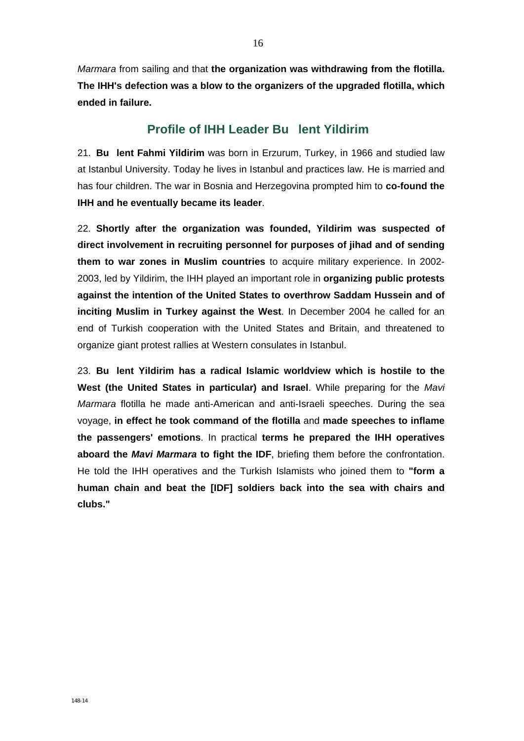*Marmara* from sailing and that **the organization was withdrawing from the flotilla. The IHH's defection was a blow to the organizers of the upgraded flotilla, which ended in failure.**

## Profile of IHH Leader Bu lent Yildirim

21. **Bu lent Fahmi Yildirim** was born in Erzurum, Turkey, in 1966 and studied law at Istanbul University. Today he lives in Istanbul and practices law. He is married and has four children. The war in Bosnia and Herzegovina prompted him to **co-found the IHH and he eventually became its leader**.

22. **Shortly after the organization was founded, Yildirim was suspected of direct involvement in recruiting personnel for purposes of jihad and of sending them to war zones in Muslim countries** to acquire military experience. In 2002-2003, led by Yildirim, the IHH played an important role in **organizing public protests against the intention of the United States to overthrow Saddam Hussein and of inciting Muslim in Turkey against the West**. In December 2004 he called for an end of Turkish cooperation with the United States and Britain, and threatened to organize giant protest rallies at Western consulates in Istanbul.

23. **Bu lent Yildirim has a radical Islamic worldview which is hostile to the West (the United States in particular) and Israel**. While preparing for the *Mavi Marmara* flotilla he made anti-American and anti-Israeli speeches. During the sea voyage, **in effect he took command of the flotilla** and **made speeches to inflame the passengers' emotions**. In practical **terms he prepared the IHH operatives aboard the *Mavi Marmara* to fight the IDF**, briefing them before the confrontation. He told the IHH operatives and the Turkish Islamists who joined them to **"form a human chain and beat the [IDF] soldiers back into the sea with chairs and clubs."**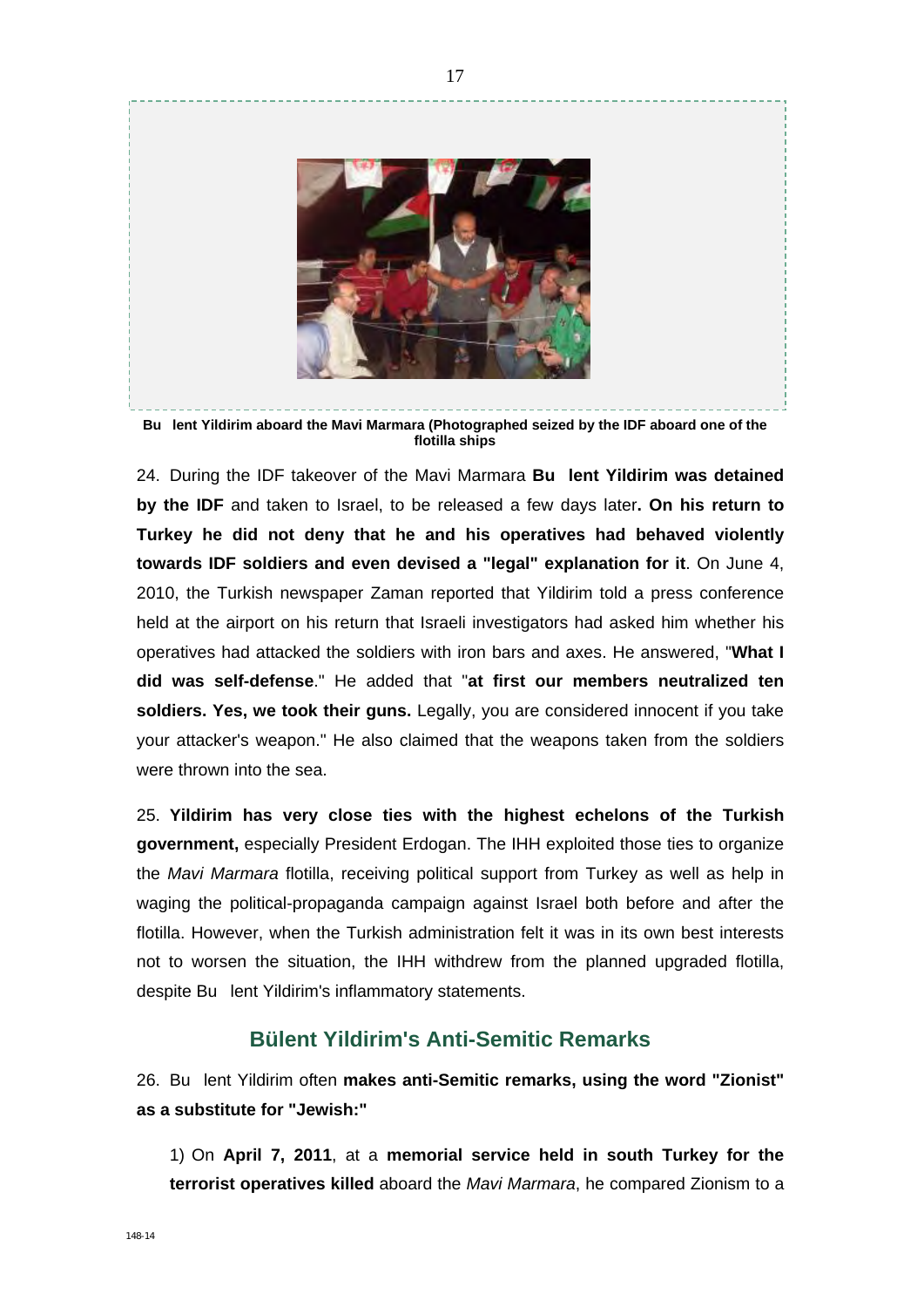**Bu lent Yildirim aboard the Mavi Marmara (Photographed seized by the IDF aboard one of the flotilla ships**

24. During the IDF takeover of the Mavi Marmara **Bu lent Yildirim was detained by the IDF** and taken to Israel, to be released a few days later**. On his return to Turkey he did not deny that he and his operatives had behaved violently towards IDF soldiers and even devised a "legal" explanation for it**. On June 4, 2010, the Turkish newspaper Zaman reported that Yildirim told a press conference held at the airport on his return that Israeli investigators had asked him whether his operatives had attacked the soldiers with iron bars and axes. He answered, "**What I did was self-defense**." He added that "**at first our members neutralized ten soldiers. Yes, we took their guns.** Legally, you are considered innocent if you take your attacker's weapon." He also claimed that the weapons taken from the soldiers were thrown into the sea.

25. **Yildirim has very close ties with the highest echelons of the Turkish government,** especially President Erdogan. The IHH exploited those ties to organize the *Mavi Marmara* flotilla, receiving political support from Turkey as well as help in waging the political-propaganda campaign against Israel both before and after the flotilla. However, when the Turkish administration felt it was in its own best interests not to worsen the situation, the IHH withdrew from the planned upgraded flotilla, despite Bu lent Yildirim's inflammatory statements.

## Bülent Yildirim's Anti-Semitic Remarks

26. Bu lent Yildirim often **makes anti-Semitic remarks, using the word "Zionist" as a substitute for "Jewish:"**

1) On **April 7, 2011**, at a **memorial service held in south Turkey for the terrorist operatives killed** aboard the *Mavi Marmara*, he compared Zionism to a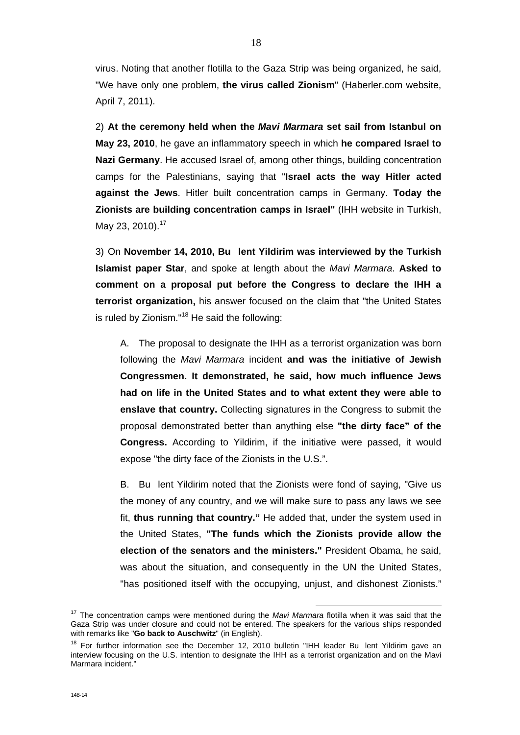virus. Noting that another flotilla to the Gaza Strip was being organized, he said, "We have only one problem, **the virus called Zionism**" (Haberler.com website, April 7, 2011).

2) **At the ceremony held when the *Mavi Marmara* set sail from Istanbul on May 23, 2010**, he gave an inflammatory speech in which **he compared Israel to Nazi Germany**. He accused Israel of, among other things, building concentration camps for the Palestinians, saying that "**Israel acts the way Hitler acted against the Jews**. Hitler built concentration camps in Germany. **Today the Zionists are building concentration camps in Israel"** (IHH website in Turkish, May 23, 2010).[17]

3) On **November 14, 2010, Bu lent Yildirim was interviewed by the Turkish Islamist paper Star**, and spoke at length about the *Mavi Marmara*. **Asked to comment on a proposal put before the Congress to declare the IHH a terrorist organization,** his answer focused on the claim that "the United States is ruled by Zionism."[18] He said the following:

A. The proposal to designate the IHH as a terrorist organization was born following the *Mavi Marmara* incident **and was the initiative of Jewish Congressmen. It demonstrated, he said, how much influence Jews had on life in the United States and to what extent they were able to enslave that country.** Collecting signatures in the Congress to submit the proposal demonstrated better than anything else **"the dirty face" of the Congress.** According to Yildirim, if the initiative were passed, it would expose "the dirty face of the Zionists in the U.S.".

B. Bu lent Yildirim noted that the Zionists were fond of saying, "Give us the money of any country, and we will make sure to pass any laws we see fit, **thus running that country."** He added that, under the system used in the United States, **"The funds which the Zionists provide allow the election of the senators and the ministers."** President Obama, he said, was about the situation, and consequently in the UN the United States, "has positioned itself with the occupying, unjust, and dishonest Zionists."

---

[17] The concentration camps were mentioned during the *Mavi Marmara* flotilla when it was said that the Gaza Strip was under closure and could not be entered. The speakers for the various ships responded with remarks like "**Go back to Auschwitz**" (in English).

[18] For further information see the December 12, 2010 bulletin "IHH leader Bu lent Yildirim gave an interview focusing on the U.S. intention to designate the IHH as a terrorist organization and on the Mavi Marmara incident."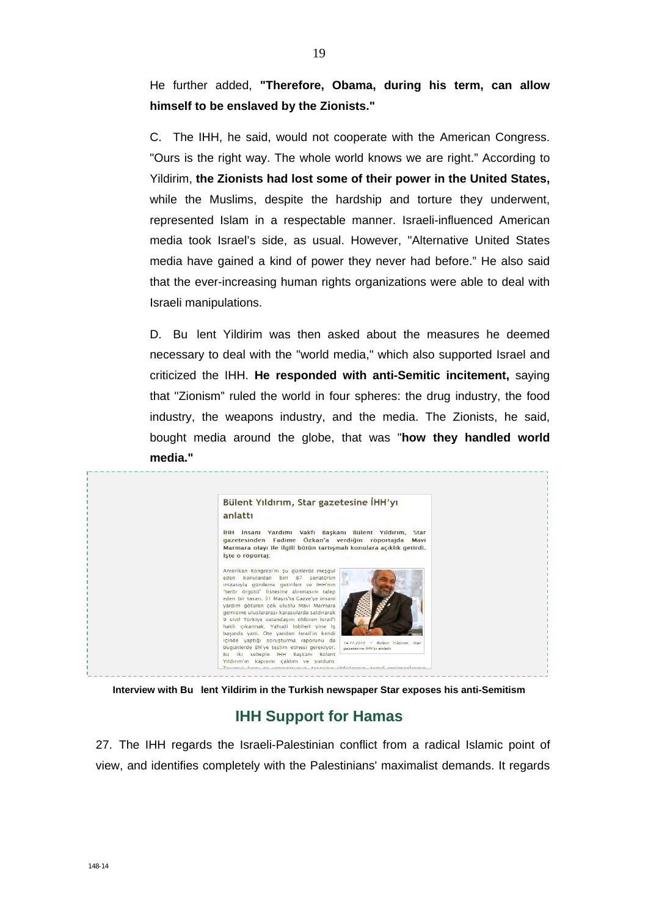He further added, **"Therefore, Obama, during his term, can allow himself to be enslaved by the Zionists."**

C. The IHH, he said, would not cooperate with the American Congress. "Ours is the right way. The whole world knows we are right." According to Yildirim, **the Zionists had lost some of their power in the United States,** while the Muslims, despite the hardship and torture they underwent, represented Islam in a respectable manner. Israeli-influenced American media took Israel's side, as usual. However, "Alternative United States media have gained a kind of power they never had before." He also said that the ever-increasing human rights organizations were able to deal with Israeli manipulations.

D. Bu lent Yildirim was then asked about the measures he deemed necessary to deal with the "world media," which also supported Israel and criticized the IHH. **He responded with anti-Semitic incitement,** saying that "Zionism" ruled the world in four spheres: the drug industry, the food industry, the weapons industry, and the media. The Zionists, he said, bought media around the globe, that was "**how they handled world media."**

Bülent Yıldırım, Star gazetesine İHH'yı anlattı

İHH İnsani Yardım Vakfı Başkanı Bülent Yıldırım, Star gazetesinden Fadime Özkan'a verdiğin röportajda Mavi Marmara olayı ile ilgili bütün tartışmalı konulara açıklık getirdi. İşte o röportaj.

Amerikan Kongresi'ni şu günlerde meşgul eden konulardan biri 87 senatörün imzasıyla gündeme getirilen ve İHH'nın "terör örgütü" listesine alınmasını talep eden bir tasarı. 31 Mayıs'ta Gazze'ye insani yardım götüren çok uluslu Mavi Marmara gemisine uluslararası karasularda saldırarak 9 sivil Türkiye vatandaşını öldüren İsrail'i haklı çıkarmak. Yahudi lobileri yine iş başında yani. Öte yandan İsrail'in kendi içinde yaptığı soruşturma raporunu da bugünlerde BM'ye teslim etmesi gerekiyor. Bu iki sebeple İHH Başkanı Bülent Yıldırım'ın kapısını çaldım ve sordum:

14.11.2010 ~ Bülent Yıldırım, Star gazetesine İHH'yı anlattı

Interview with Bu lent Yildirim in the Turkish newspaper Star exposes his anti-Semitism

## IHH Support for Hamas

27. The IHH regards the Israeli-Palestinian conflict from a radical Islamic point of view, and identifies completely with the Palestinians' maximalist demands. It regards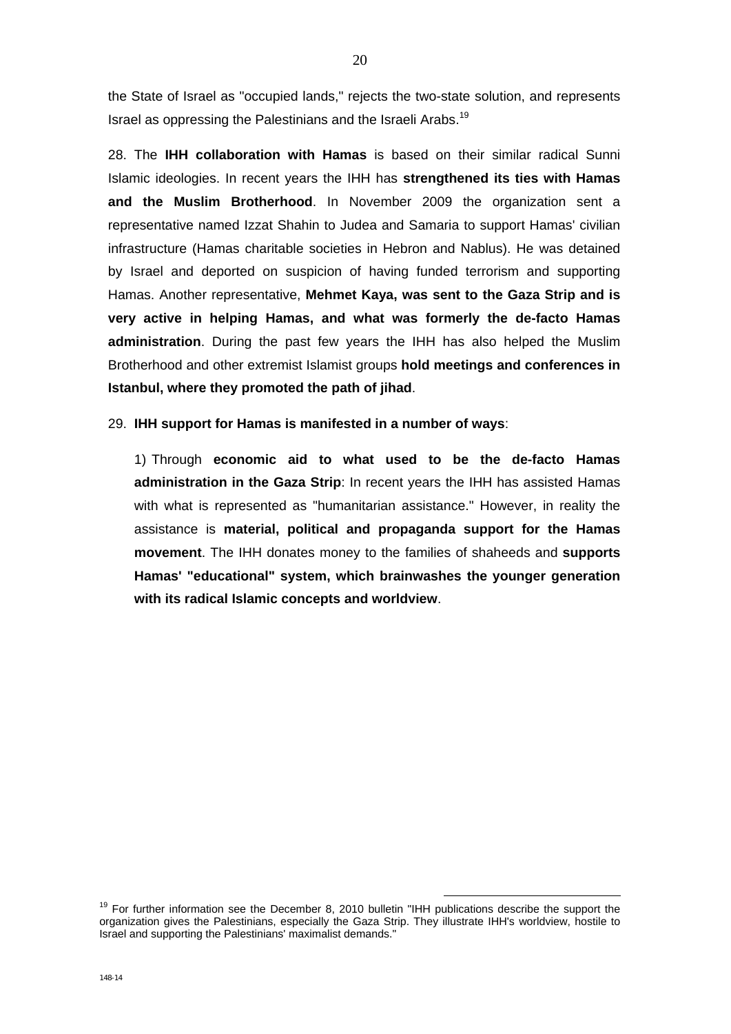the State of Israel as "occupied lands," rejects the two-state solution, and represents Israel as oppressing the Palestinians and the Israeli Arabs.[19]

28. The **IHH collaboration with Hamas** is based on their similar radical Sunni Islamic ideologies. In recent years the IHH has **strengthened its ties with Hamas and the Muslim Brotherhood**. In November 2009 the organization sent a representative named Izzat Shahin to Judea and Samaria to support Hamas' civilian infrastructure (Hamas charitable societies in Hebron and Nablus). He was detained by Israel and deported on suspicion of having funded terrorism and supporting Hamas. Another representative, **Mehmet Kaya, was sent to the Gaza Strip and is very active in helping Hamas, and what was formerly the de-facto Hamas administration**. During the past few years the IHH has also helped the Muslim Brotherhood and other extremist Islamist groups **hold meetings and conferences in Istanbul, where they promoted the path of jihad**.

29. **IHH support for Hamas is manifested in a number of ways**:

1) Through **economic aid to what used to be the de-facto Hamas administration in the Gaza Strip**: In recent years the IHH has assisted Hamas with what is represented as "humanitarian assistance." However, in reality the assistance is **material, political and propaganda support for the Hamas movement**. The IHH donates money to the families of shaheeds and **supports Hamas' "educational" system, which brainwashes the younger generation with its radical Islamic concepts and worldview**.

[19] For further information see the December 8, 2010 bulletin "IHH publications describe the support the organization gives the Palestinians, especially the Gaza Strip. They illustrate IHH's worldview, hostile to Israel and supporting the Palestinians' maximalist demands."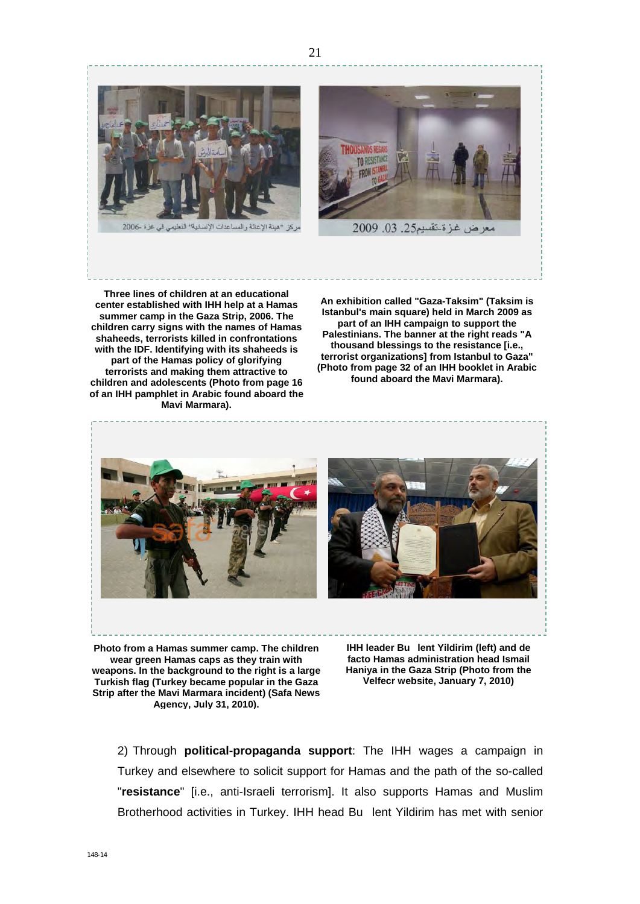Three lines of children at an educational center established with IHH help at a Hamas summer camp in the Gaza Strip, 2006. The children carry signs with the names of Hamas shaheeds, terrorists killed in confrontations with the IDF. Identifying with its shaheeds is part of the Hamas policy of glorifying terrorists and making them attractive to children and adolescents (Photo from page 16 of an IHH pamphlet in Arabic found aboard the Mavi Marmara).

An exhibition called "Gaza-Taksim" (Taksim is Istanbul's main square) held in March 2009 as part of an IHH campaign to support the Palestinians. The banner at the right reads "A thousand blessings to the resistance [i.e., terrorist organizations] from Istanbul to Gaza" (Photo from page 32 of an IHH booklet in Arabic found aboard the Mavi Marmara).

Photo from a Hamas summer camp. The children wear green Hamas caps as they train with weapons. In the background to the right is a large Turkish flag (Turkey became popular in the Gaza Strip after the Mavi Marmara incident) (Safa News Agency, July 31, 2010).

IHH leader Bu lent Yildirim (left) and de facto Hamas administration head Ismail Haniya in the Gaza Strip (Photo from the Velfecr website, January 7, 2010)

2) Through **political-propaganda support**: The IHH wages a campaign in Turkey and elsewhere to solicit support for Hamas and the path of the so-called "**resistance**" [i.e., anti-Israeli terrorism]. It also supports Hamas and Muslim Brotherhood activities in Turkey. IHH head Bu lent Yildirim has met with senior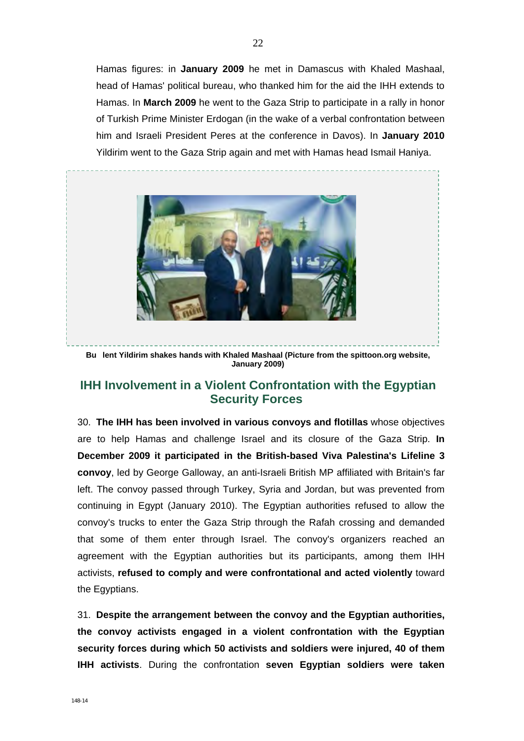Hamas figures: in **January 2009** he met in Damascus with Khaled Mashaal, head of Hamas' political bureau, who thanked him for the aid the IHH extends to Hamas. In **March 2009** he went to the Gaza Strip to participate in a rally in honor of Turkish Prime Minister Erdogan (in the wake of a verbal confrontation between him and Israeli President Peres at the conference in Davos). In **January 2010** Yildirim went to the Gaza Strip again and met with Hamas head Ismail Haniya.

**Bu lent Yildirim shakes hands with Khaled Mashaal (Picture from the spittoon.org website, January 2009)**

## IHH Involvement in a Violent Confrontation with the Egyptian Security Forces

30. **The IHH has been involved in various convoys and flotillas** whose objectives are to help Hamas and challenge Israel and its closure of the Gaza Strip. **In December 2009 it participated in the British-based Viva Palestina's Lifeline 3 convoy**, led by George Galloway, an anti-Israeli British MP affiliated with Britain's far left. The convoy passed through Turkey, Syria and Jordan, but was prevented from continuing in Egypt (January 2010). The Egyptian authorities refused to allow the convoy's trucks to enter the Gaza Strip through the Rafah crossing and demanded that some of them enter through Israel. The convoy's organizers reached an agreement with the Egyptian authorities but its participants, among them IHH activists, **refused to comply and were confrontational and acted violently** toward the Egyptians.

31. **Despite the arrangement between the convoy and the Egyptian authorities, the convoy activists engaged in a violent confrontation with the Egyptian security forces during which 50 activists and soldiers were injured, 40 of them IHH activists**. During the confrontation **seven Egyptian soldiers were taken**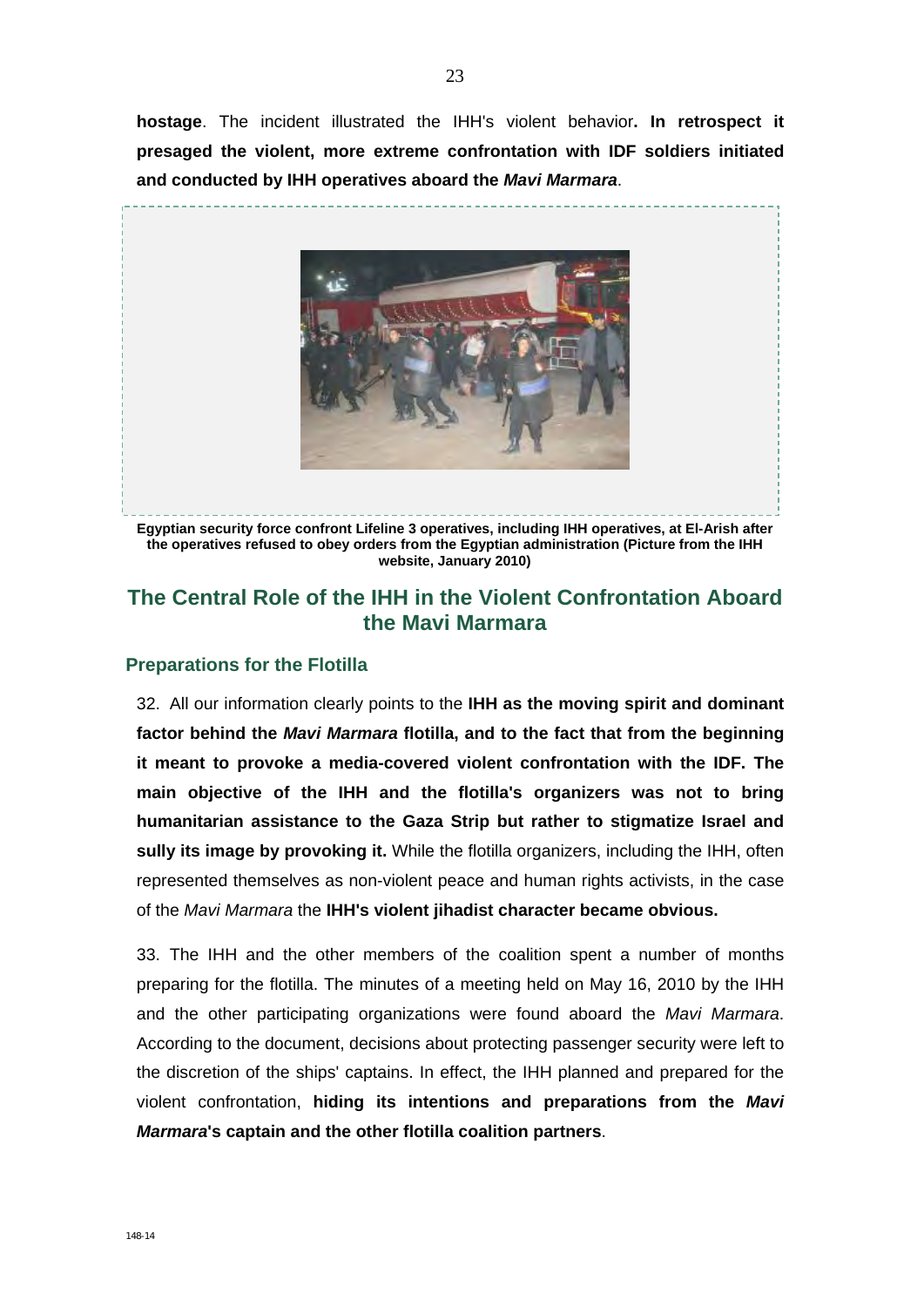**hostage**. The incident illustrated the IHH's violent behavior**. In retrospect it presaged the violent, more extreme confrontation with IDF soldiers initiated and conducted by IHH operatives aboard the *Mavi Marmara***.

**Egyptian security force confront Lifeline 3 operatives, including IHH operatives, at El-Arish after the operatives refused to obey orders from the Egyptian administration (Picture from the IHH website, January 2010)**

## The Central Role of the IHH in the Violent Confrontation Aboard the Mavi Marmara

### Preparations for the Flotilla

32. All our information clearly points to the **IHH as the moving spirit and dominant factor behind the *Mavi Marmara* flotilla, and to the fact that from the beginning it meant to provoke a media-covered violent confrontation with the IDF. The main objective of the IHH and the flotilla's organizers was not to bring humanitarian assistance to the Gaza Strip but rather to stigmatize Israel and sully its image by provoking it.** While the flotilla organizers, including the IHH, often represented themselves as non-violent peace and human rights activists, in the case of the *Mavi Marmara* the **IHH's violent jihadist character became obvious.**

33. The IHH and the other members of the coalition spent a number of months preparing for the flotilla. The minutes of a meeting held on May 16, 2010 by the IHH and the other participating organizations were found aboard the *Mavi Marmara.* According to the document, decisions about protecting passenger security were left to the discretion of the ships' captains. In effect, the IHH planned and prepared for the violent confrontation, **hiding its intentions and preparations from the *Mavi Marmara*'s captain and the other flotilla coalition partners**.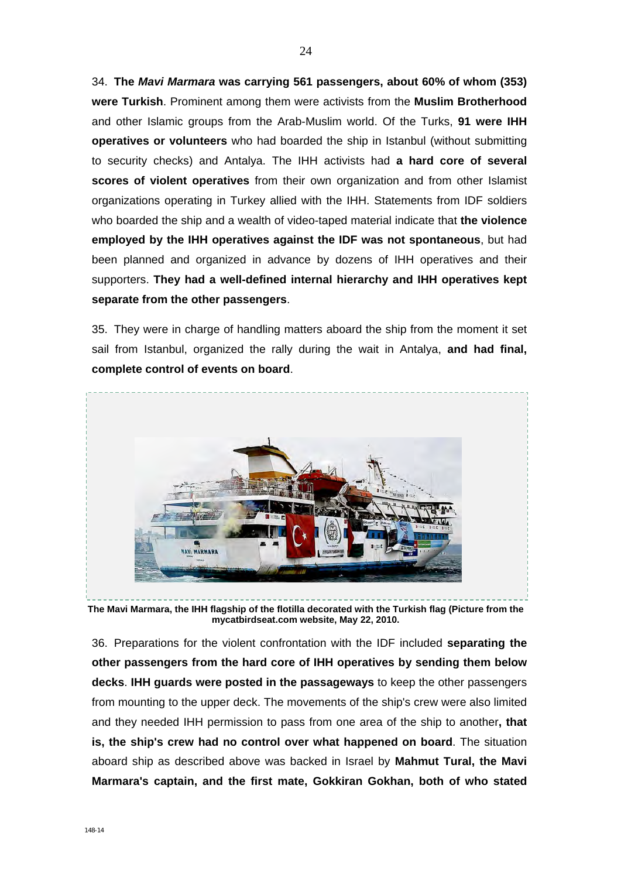34. **The *Mavi Marmara* was carrying 561 passengers, about 60% of whom (353) were Turkish**. Prominent among them were activists from the **Muslim Brotherhood** and other Islamic groups from the Arab-Muslim world. Of the Turks, **91 were IHH operatives or volunteers** who had boarded the ship in Istanbul (without submitting to security checks) and Antalya. The IHH activists had **a hard core of several scores of violent operatives** from their own organization and from other Islamist organizations operating in Turkey allied with the IHH. Statements from IDF soldiers who boarded the ship and a wealth of video-taped material indicate that **the violence employed by the IHH operatives against the IDF was not spontaneous**, but had been planned and organized in advance by dozens of IHH operatives and their supporters. **They had a well-defined internal hierarchy and IHH operatives kept separate from the other passengers**.

35. They were in charge of handling matters aboard the ship from the moment it set sail from Istanbul, organized the rally during the wait in Antalya, **and had final, complete control of events on board**.

**The Mavi Marmara, the IHH flagship of the flotilla decorated with the Turkish flag (Picture from the mycatbirdseat.com website, May 22, 2010.**

36. Preparations for the violent confrontation with the IDF included **separating the other passengers from the hard core of IHH operatives by sending them below decks**. **IHH guards were posted in the passageways** to keep the other passengers from mounting to the upper deck. The movements of the ship's crew were also limited and they needed IHH permission to pass from one area of the ship to another**, that is, the ship's crew had no control over what happened on board**. The situation aboard ship as described above was backed in Israel by **Mahmut Tural, the Mavi Marmara's captain, and the first mate, Gokkiran Gokhan, both of who stated**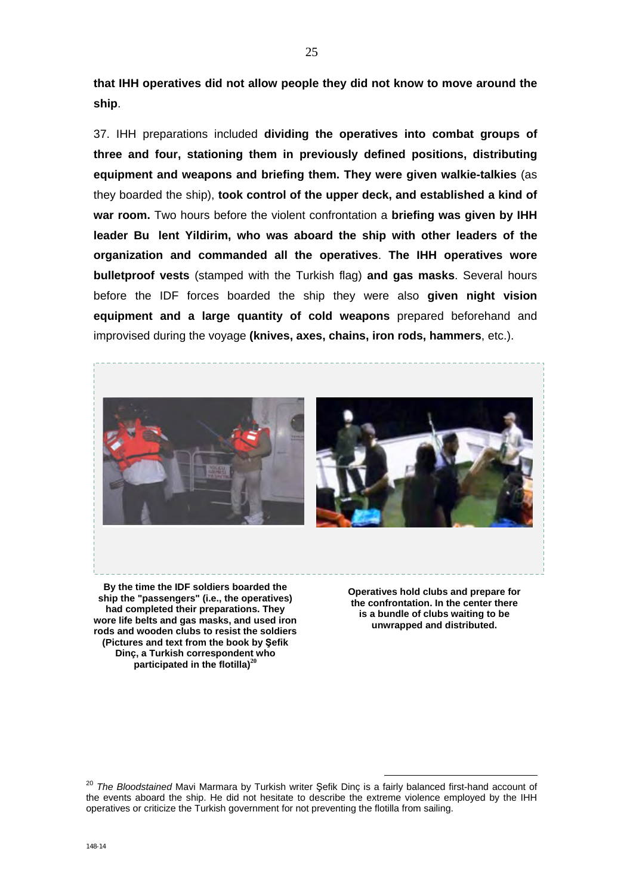that IHH operatives did not allow people they did not know to move around the ship**.

37. IHH preparations included **dividing the operatives into combat groups of three and four, stationing them in previously defined positions, distributing equipment and weapons and briefing them. They were given walkie-talkies** (as they boarded the ship), **took control of the upper deck, and established a kind of war room.** Two hours before the violent confrontation a **briefing was given by IHH leader Bu lent Yildirim, who was aboard the ship with other leaders of the organization and commanded all the operatives**. **The IHH operatives wore bulletproof vests** (stamped with the Turkish flag) **and gas masks**. Several hours before the IDF forces boarded the ship they were also **given night vision equipment and a large quantity of cold weapons** prepared beforehand and improvised during the voyage **(knives, axes, chains, iron rods, hammers**, etc.).

**By the time the IDF soldiers boarded the ship the "passengers" (i.e., the operatives) had completed their preparations. They wore life belts and gas masks, and used iron rods and wooden clubs to resist the soldiers (Pictures and text from the book by Şefik Dinç, a Turkish correspondent who participated in the flotilla)[20]**

**Operatives hold clubs and prepare for the confrontation. In the center there is a bundle of clubs waiting to be unwrapped and distributed.**

[20] *The Bloodstained* Mavi Marmara by Turkish writer Şefik Dinç is a fairly balanced first-hand account of the events aboard the ship. He did not hesitate to describe the extreme violence employed by the IHH operatives or criticize the Turkish government for not preventing the flotilla from sailing.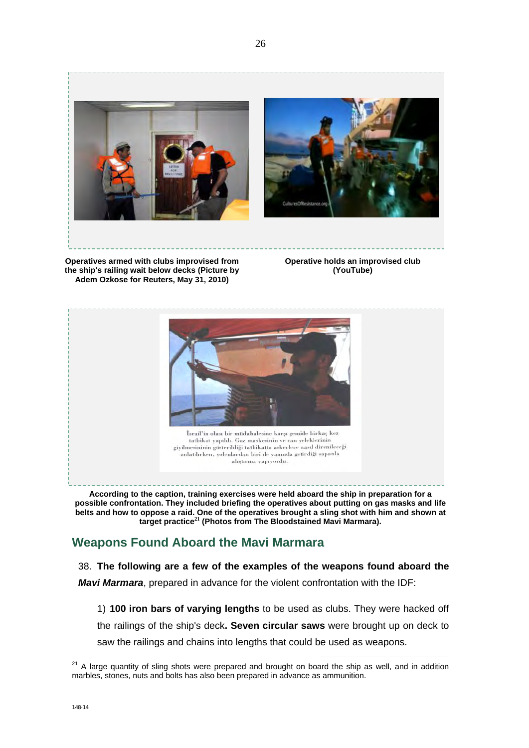Operatives armed with clubs improvised from the ship's railing wait below decks (Picture by Adem Ozkose for Reuters, May 31, 2010)

Operative holds an improvised club (YouTube)

İsrail'in olası bir müdahalesine karşı gemide birkaç kez tatbikat yapıldı. Gaz maskesinin ve can yeleklerinin giyilmesininin gösterildiği tatbikatta askerlere nasıl direnileceği anlatılırken, yolculardan biri de yanında getirdiği sapanla alıştırma yapıyordu.

According to the caption, training exercises were held aboard the ship in preparation for a possible confrontation. They included briefing the operatives about putting on gas masks and life belts and how to oppose a raid. One of the operatives brought a sling shot with him and shown at target practice[21] (Photos from The Bloodstained Mavi Marmara).

## Weapons Found Aboard the Mavi Marmara

38. **The following are a few of the examples of the weapons found aboard the** ***Mavi Marmara***, prepared in advance for the violent confrontation with the IDF:

1) **100 iron bars of varying lengths** to be used as clubs. They were hacked off the railings of the ship's deck**. Seven circular saws** were brought up on deck to saw the railings and chains into lengths that could be used as weapons.

[21] A large quantity of sling shots were prepared and brought on board the ship as well, and in addition marbles, stones, nuts and bolts has also been prepared in advance as ammunition.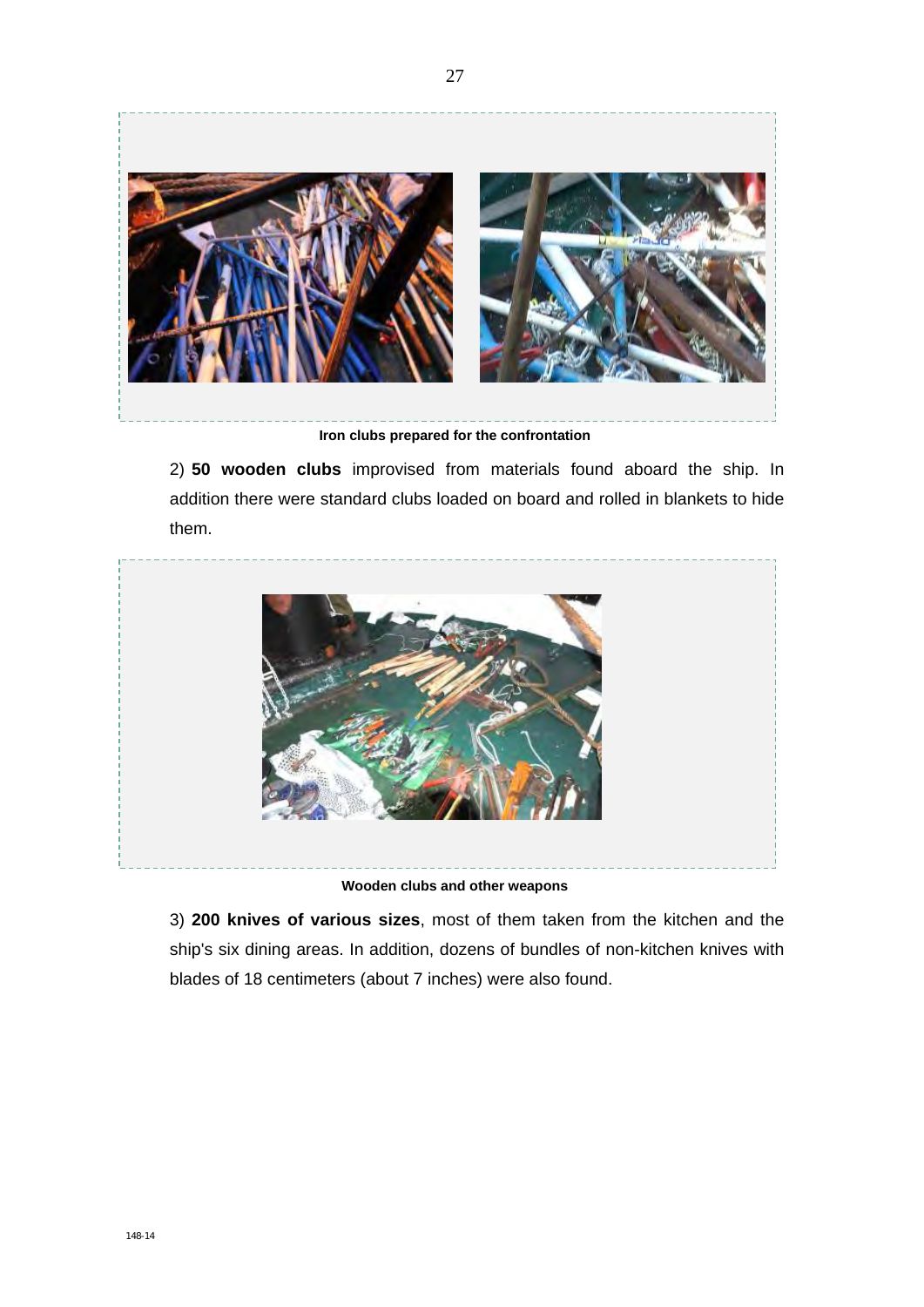Iron clubs prepared for the confrontation

2) **50 wooden clubs** improvised from materials found aboard the ship. In addition there were standard clubs loaded on board and rolled in blankets to hide them.

Wooden clubs and other weapons

3) **200 knives of various sizes**, most of them taken from the kitchen and the ship's six dining areas. In addition, dozens of bundles of non-kitchen knives with blades of 18 centimeters (about 7 inches) were also found.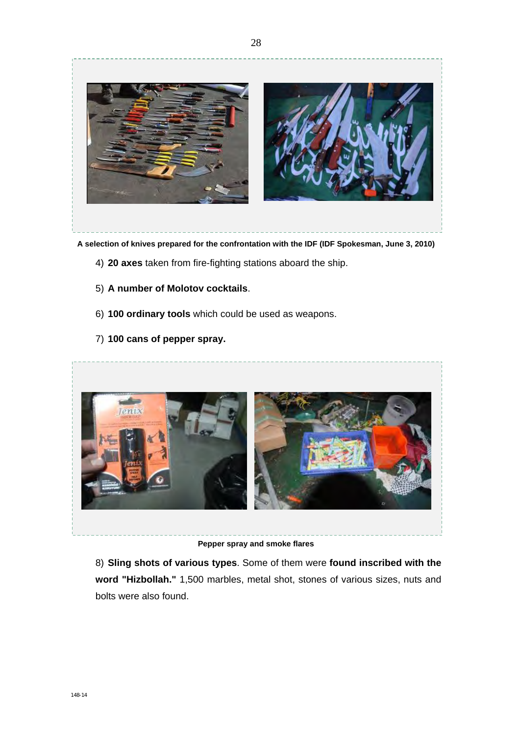A selection of knives prepared for the confrontation with the IDF (IDF Spokesman, June 3, 2010)

4) **20 axes** taken from fire-fighting stations aboard the ship.

5) **A number of Molotov cocktails**.

6) **100 ordinary tools** which could be used as weapons.

7) **100 cans of pepper spray.**

**Pepper spray and smoke flares**

8) **Sling shots of various types**. Some of them were **found inscribed with the word "Hizbollah."** 1,500 marbles, metal shot, stones of various sizes, nuts and bolts were also found.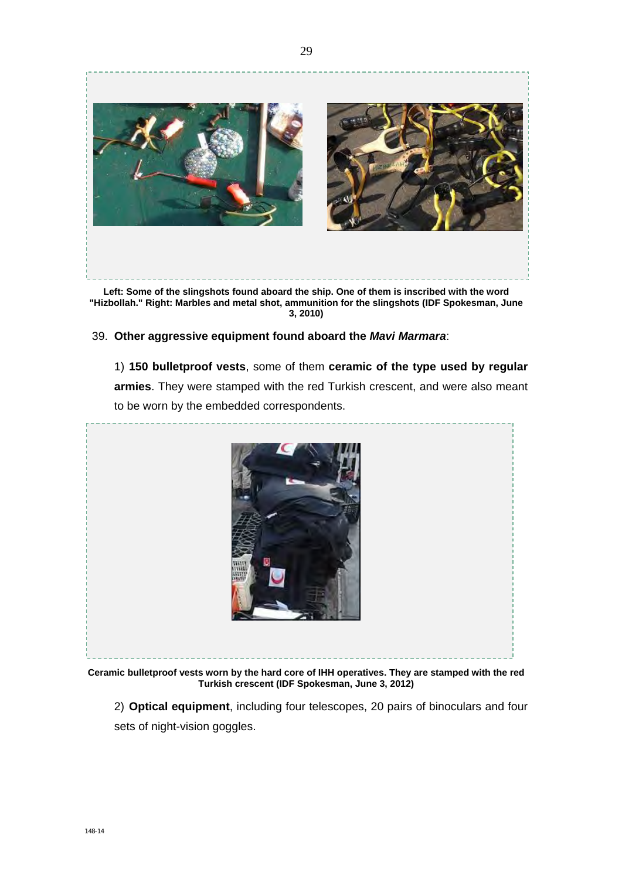**Left: Some of the slingshots found aboard the ship. One of them is inscribed with the word "Hizbollah." Right: Marbles and metal shot, ammunition for the slingshots (IDF Spokesman, June 3, 2010)**

39. **Other aggressive equipment found aboard the *Mavi Marmara***:

1) **150 bulletproof vests**, some of them **ceramic of the type used by regular armies**. They were stamped with the red Turkish crescent, and were also meant to be worn by the embedded correspondents.

**Ceramic bulletproof vests worn by the hard core of IHH operatives. They are stamped with the red Turkish crescent (IDF Spokesman, June 3, 2012)**

2) **Optical equipment**, including four telescopes, 20 pairs of binoculars and four sets of night-vision goggles.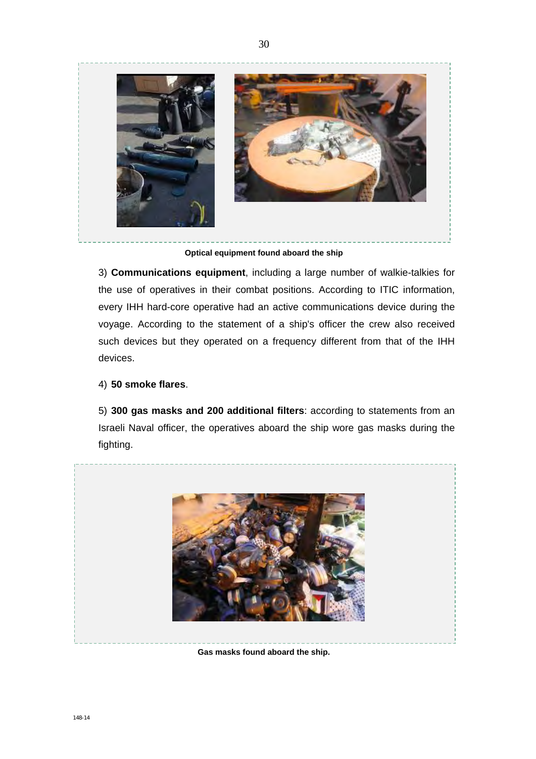Optical equipment found aboard the ship

3) **Communications equipment**, including a large number of walkie-talkies for the use of operatives in their combat positions. According to ITIC information, every IHH hard-core operative had an active communications device during the voyage. According to the statement of a ship's officer the crew also received such devices but they operated on a frequency different from that of the IHH devices.

4) **50 smoke flares**.

5) **300 gas masks and 200 additional filters**: according to statements from an Israeli Naval officer, the operatives aboard the ship wore gas masks during the fighting.

Gas masks found aboard the ship.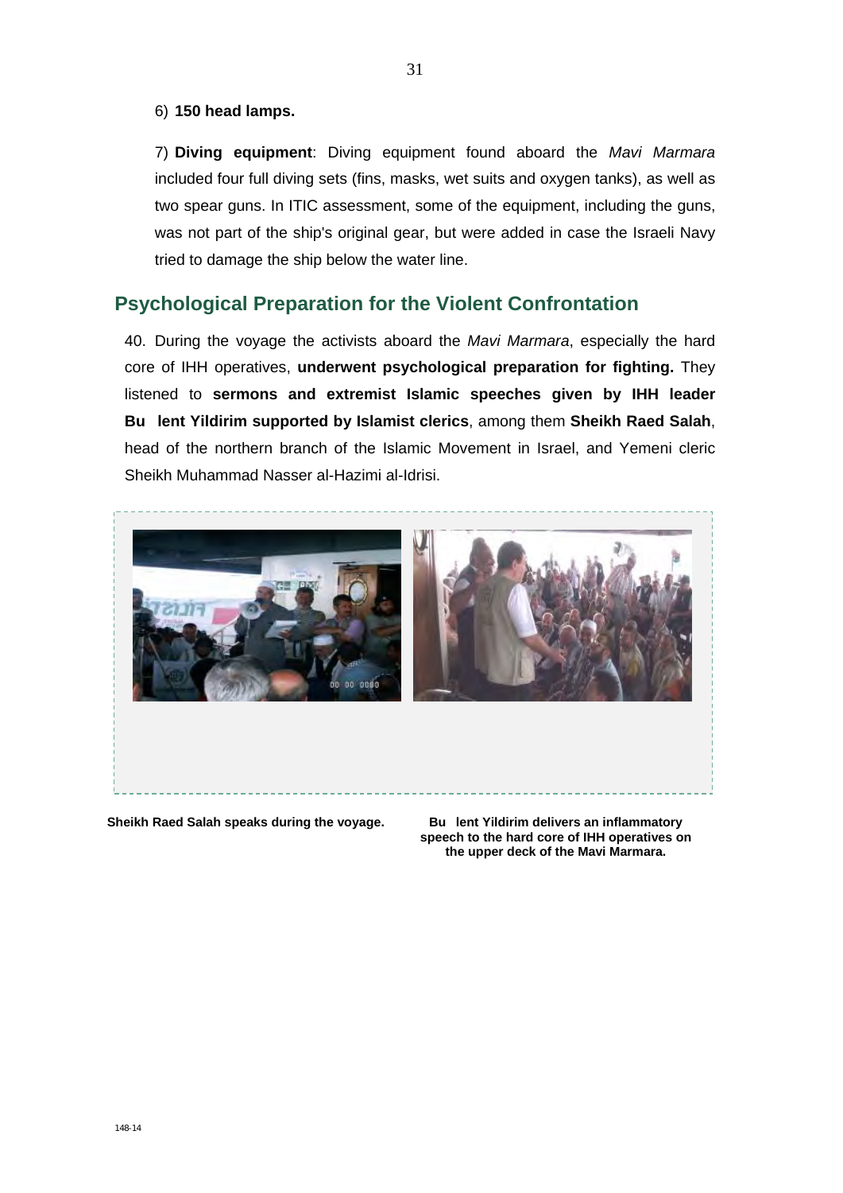6) **150 head lamps.**

7) **Diving equipment**: Diving equipment found aboard the *Mavi Marmara* included four full diving sets (fins, masks, wet suits and oxygen tanks), as well as two spear guns. In ITIC assessment, some of the equipment, including the guns, was not part of the ship's original gear, but were added in case the Israeli Navy tried to damage the ship below the water line.

## Psychological Preparation for the Violent Confrontation

40. During the voyage the activists aboard the *Mavi Marmara*, especially the hard core of IHH operatives, **underwent psychological preparation for fighting.** They listened to **sermons and extremist Islamic speeches given by IHH leader Bu lent Yildirim supported by Islamist clerics**, among them **Sheikh Raed Salah**, head of the northern branch of the Islamic Movement in Israel, and Yemeni cleric Sheikh Muhammad Nasser al-Hazimi al-Idrisi.

**Sheikh Raed Salah speaks during the voyage.**

**Bu lent Yildirim delivers an inflammatory speech to the hard core of IHH operatives on the upper deck of the Mavi Marmara.**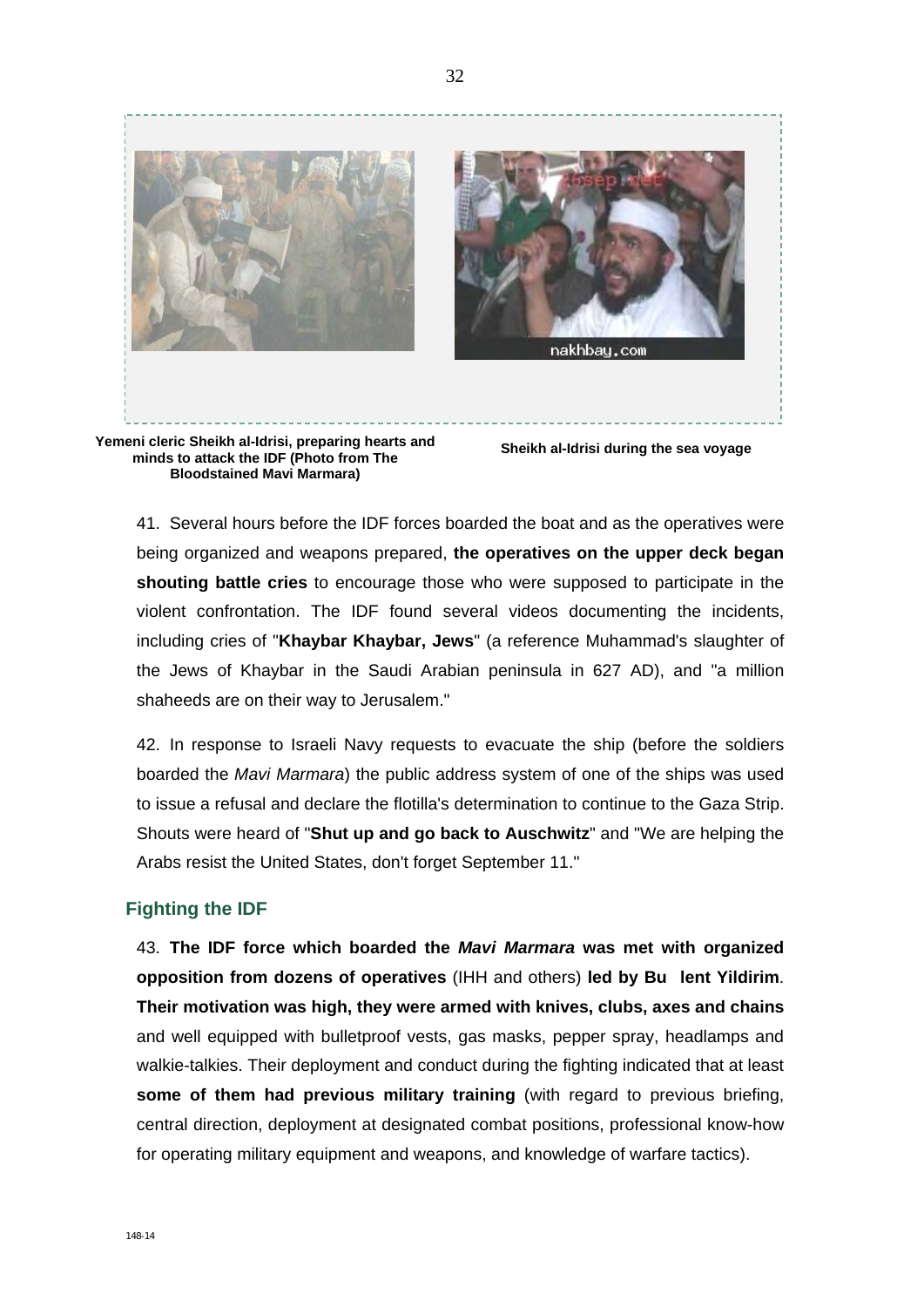Yemeni cleric Sheikh al-Idrisi, preparing hearts and minds to attack the IDF (Photo from The Bloodstained Mavi Marmara)

Sheikh al-Idrisi during the sea voyage

41. Several hours before the IDF forces boarded the boat and as the operatives were being organized and weapons prepared, **the operatives on the upper deck began shouting battle cries** to encourage those who were supposed to participate in the violent confrontation. The IDF found several videos documenting the incidents, including cries of "**Khaybar Khaybar, Jews**" (a reference Muhammad's slaughter of the Jews of Khaybar in the Saudi Arabian peninsula in 627 AD), and "a million shaheeds are on their way to Jerusalem."

42. In response to Israeli Navy requests to evacuate the ship (before the soldiers boarded the *Mavi Marmara*) the public address system of one of the ships was used to issue a refusal and declare the flotilla's determination to continue to the Gaza Strip. Shouts were heard of "**Shut up and go back to Auschwitz**" and "We are helping the Arabs resist the United States, don't forget September 11."

## Fighting the IDF

43. **The IDF force which boarded the *Mavi Marmara* was met with organized opposition from dozens of operatives** (IHH and others) **led by Bu lent Yildirim**. **Their motivation was high, they were armed with knives, clubs, axes and chains** and well equipped with bulletproof vests, gas masks, pepper spray, headlamps and walkie-talkies. Their deployment and conduct during the fighting indicated that at least **some of them had previous military training** (with regard to previous briefing, central direction, deployment at designated combat positions, professional know-how for operating military equipment and weapons, and knowledge of warfare tactics).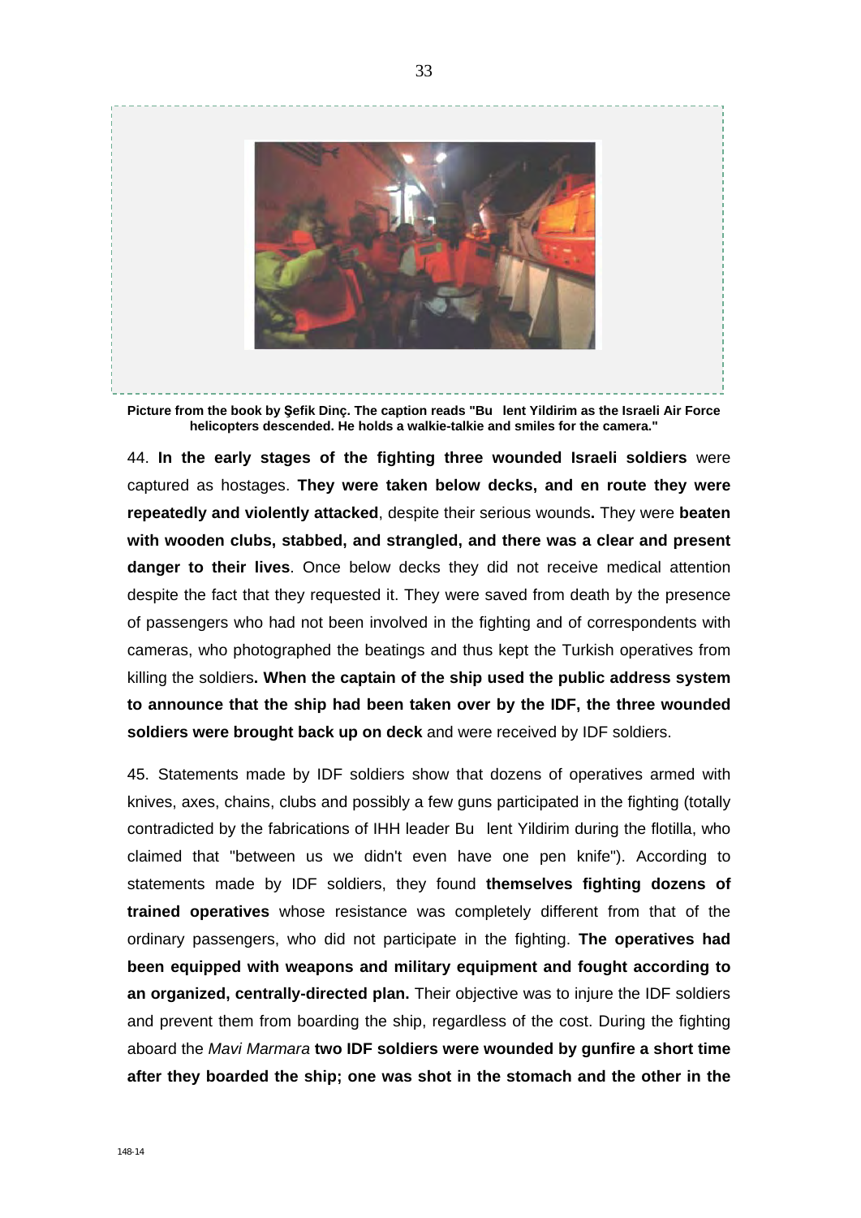**Picture from the book by Şefik Dinç. The caption reads "Bu lent Yildirim as the Israeli Air Force helicopters descended. He holds a walkie-talkie and smiles for the camera."**

44. **In the early stages of the fighting three wounded Israeli soldiers** were captured as hostages. **They were taken below decks, and en route they were repeatedly and violently attacked**, despite their serious wounds**.** They were **beaten with wooden clubs, stabbed, and strangled, and there was a clear and present danger to their lives**. Once below decks they did not receive medical attention despite the fact that they requested it. They were saved from death by the presence of passengers who had not been involved in the fighting and of correspondents with cameras, who photographed the beatings and thus kept the Turkish operatives from killing the soldiers**. When the captain of the ship used the public address system to announce that the ship had been taken over by the IDF, the three wounded soldiers were brought back up on deck** and were received by IDF soldiers.

45. Statements made by IDF soldiers show that dozens of operatives armed with knives, axes, chains, clubs and possibly a few guns participated in the fighting (totally contradicted by the fabrications of IHH leader Bu lent Yildirim during the flotilla, who claimed that "between us we didn't even have one pen knife"). According to statements made by IDF soldiers, they found **themselves fighting dozens of trained operatives** whose resistance was completely different from that of the ordinary passengers, who did not participate in the fighting. **The operatives had been equipped with weapons and military equipment and fought according to an organized, centrally-directed plan.** Their objective was to injure the IDF soldiers and prevent them from boarding the ship, regardless of the cost. During the fighting aboard the *Mavi Marmara* **two IDF soldiers were wounded by gunfire a short time after they boarded the ship; one was shot in the stomach and the other in the**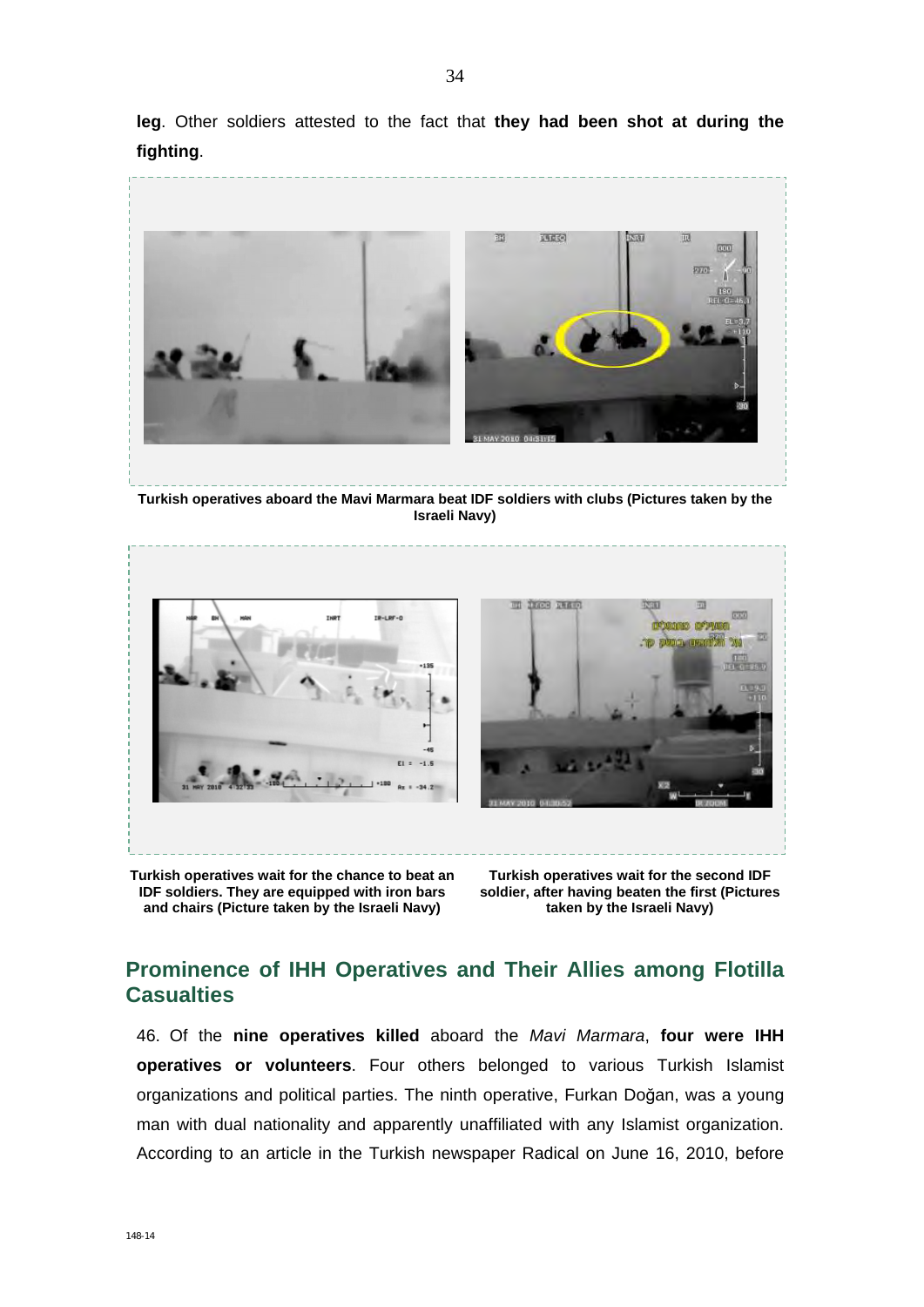**leg**. Other soldiers attested to the fact that **they had been shot at during the fighting**.

**Turkish operatives aboard the Mavi Marmara beat IDF soldiers with clubs (Pictures taken by the Israeli Navy)**

**Turkish operatives wait for the chance to beat an IDF soldiers. They are equipped with iron bars and chairs (Picture taken by the Israeli Navy)**

**Turkish operatives wait for the second IDF soldier, after having beaten the first (Pictures taken by the Israeli Navy)**

## Prominence of IHH Operatives and Their Allies among Flotilla Casualties

46. Of the **nine operatives killed** aboard the *Mavi Marmara*, **four were IHH operatives or volunteers**. Four others belonged to various Turkish Islamist organizations and political parties. The ninth operative, Furkan Doğan, was a young man with dual nationality and apparently unaffiliated with any Islamist organization. According to an article in the Turkish newspaper Radical on June 16, 2010, before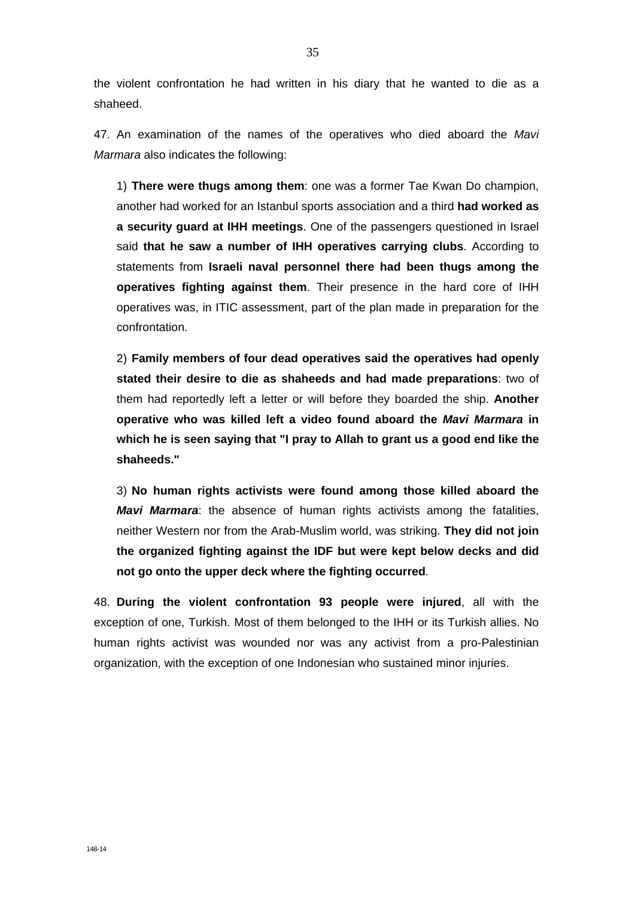the violent confrontation he had written in his diary that he wanted to die as a shaheed.

47. An examination of the names of the operatives who died aboard the *Mavi Marmara* also indicates the following:

1) **There were thugs among them**: one was a former Tae Kwan Do champion, another had worked for an Istanbul sports association and a third **had worked as a security guard at IHH meetings**. One of the passengers questioned in Israel said **that he saw a number of IHH operatives carrying clubs**. According to statements from **Israeli naval personnel there had been thugs among the operatives fighting against them**. Their presence in the hard core of IHH operatives was, in ITIC assessment, part of the plan made in preparation for the confrontation.

2) **Family members of four dead operatives said the operatives had openly stated their desire to die as shaheeds and had made preparations**: two of them had reportedly left a letter or will before they boarded the ship. **Another operative who was killed left a video found aboard the *Mavi Marmara* in which he is seen saying that "I pray to Allah to grant us a good end like the shaheeds."**

3) **No human rights activists were found among those killed aboard the *Mavi Marmara***: the absence of human rights activists among the fatalities, neither Western nor from the Arab-Muslim world, was striking. **They did not join the organized fighting against the IDF but were kept below decks and did not go onto the upper deck where the fighting occurred**.

48. **During the violent confrontation 93 people were injured**, all with the exception of one, Turkish. Most of them belonged to the IHH or its Turkish allies. No human rights activist was wounded nor was any activist from a pro-Palestinian organization, with the exception of one Indonesian who sustained minor injuries.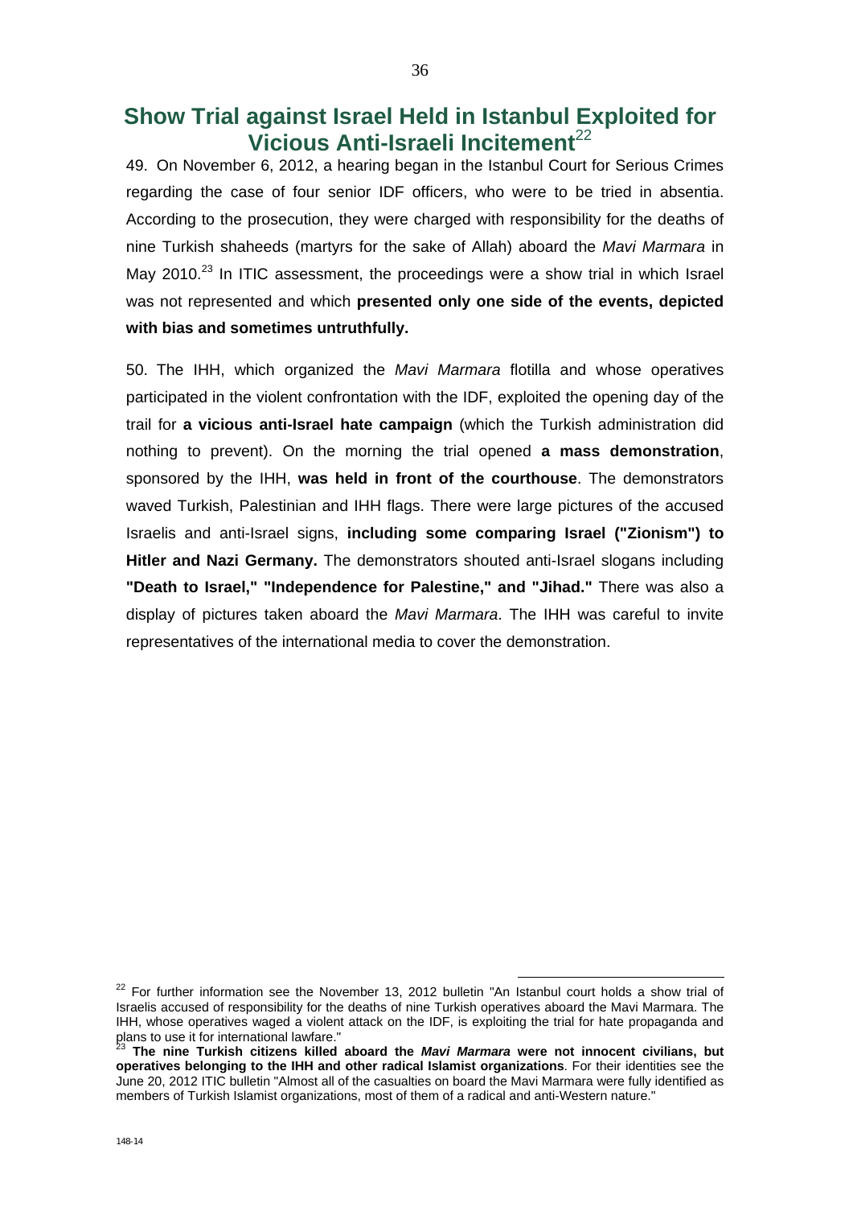## Show Trial against Israel Held in Istanbul Exploited for Vicious Anti-Israeli Incitement[22]

49. On November 6, 2012, a hearing began in the Istanbul Court for Serious Crimes regarding the case of four senior IDF officers, who were to be tried in absentia. According to the prosecution, they were charged with responsibility for the deaths of nine Turkish shaheeds (martyrs for the sake of Allah) aboard the *Mavi Marmara* in May 2010.[23] In ITIC assessment, the proceedings were a show trial in which Israel was not represented and which **presented only one side of the events, depicted with bias and sometimes untruthfully.**

50. The IHH, which organized the *Mavi Marmara* flotilla and whose operatives participated in the violent confrontation with the IDF, exploited the opening day of the trail for **a vicious anti-Israel hate campaign** (which the Turkish administration did nothing to prevent). On the morning the trial opened **a mass demonstration**, sponsored by the IHH, **was held in front of the courthouse**. The demonstrators waved Turkish, Palestinian and IHH flags. There were large pictures of the accused Israelis and anti-Israel signs, **including some comparing Israel ("Zionism") to Hitler and Nazi Germany.** The demonstrators shouted anti-Israel slogans including **"Death to Israel," "Independence for Palestine," and "Jihad."** There was also a display of pictures taken aboard the *Mavi Marmara*. The IHH was careful to invite representatives of the international media to cover the demonstration.

---

[22] For further information see the November 13, 2012 bulletin "An Istanbul court holds a show trial of Israelis accused of responsibility for the deaths of nine Turkish operatives aboard the Mavi Marmara. The IHH, whose operatives waged a violent attack on the IDF, is exploiting the trial for hate propaganda and plans to use it for international lawfare."

[23] **The nine Turkish citizens killed aboard the *Mavi Marmara* were not innocent civilians, but operatives belonging to the IHH and other radical Islamist organizations**. For their identities see the June 20, 2012 ITIC bulletin "Almost all of the casualties on board the Mavi Marmara were fully identified as members of Turkish Islamist organizations, most of them of a radical and anti-Western nature."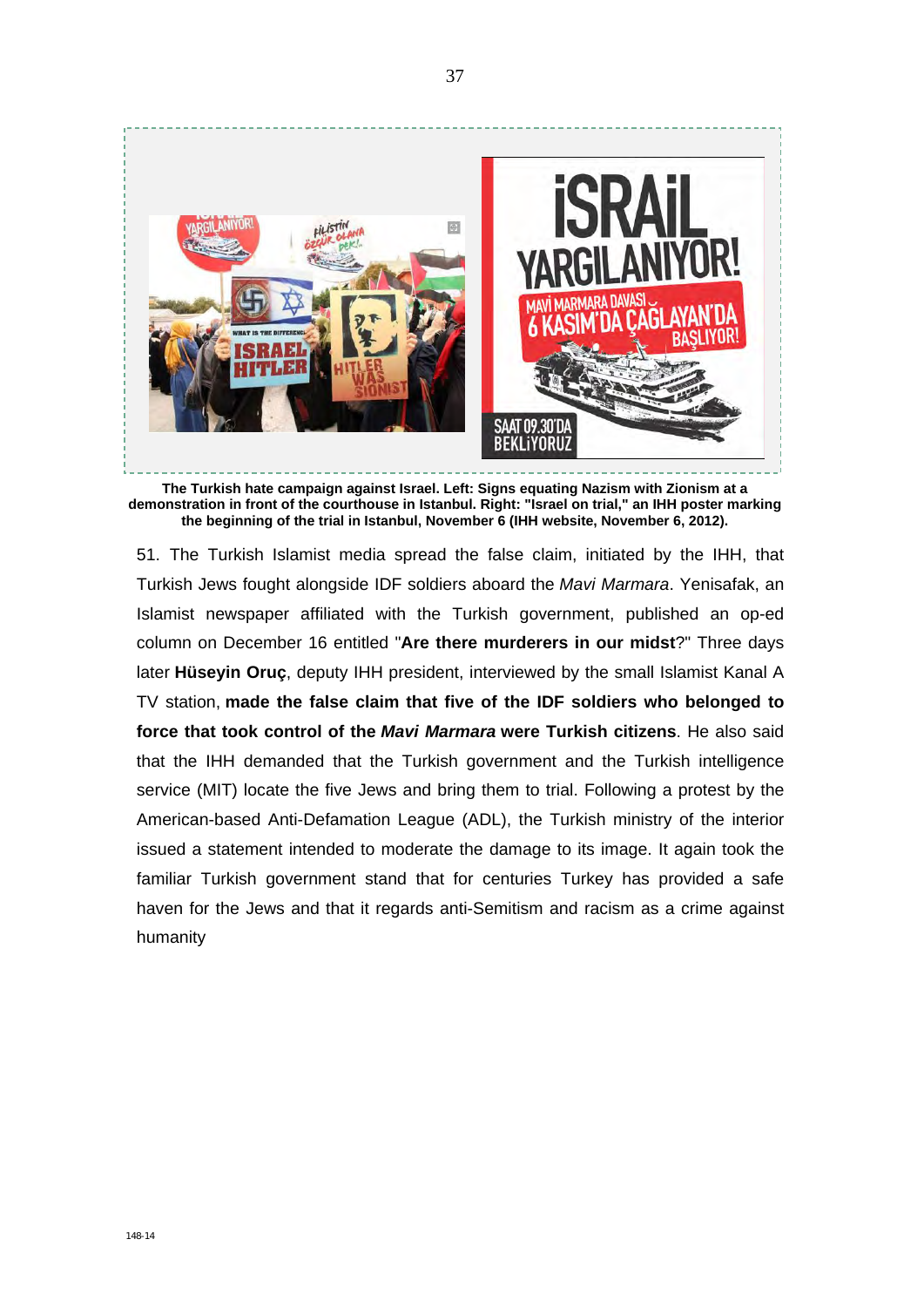**The Turkish hate campaign against Israel. Left: Signs equating Nazism with Zionism at a demonstration in front of the courthouse in Istanbul. Right: "Israel on trial," an IHH poster marking the beginning of the trial in Istanbul, November 6 (IHH website, November 6, 2012).**

51. The Turkish Islamist media spread the false claim, initiated by the IHH, that Turkish Jews fought alongside IDF soldiers aboard the *Mavi Marmara*. Yenisafak, an Islamist newspaper affiliated with the Turkish government, published an op-ed column on December 16 entitled "**Are there murderers in our midst**?" Three days later **Hüseyin Oruç**, deputy IHH president, interviewed by the small Islamist Kanal A TV station, **made the false claim that five of the IDF soldiers who belonged to force that took control of the *Mavi Marmara* were Turkish citizens**. He also said that the IHH demanded that the Turkish government and the Turkish intelligence service (MIT) locate the five Jews and bring them to trial. Following a protest by the American-based Anti-Defamation League (ADL), the Turkish ministry of the interior issued a statement intended to moderate the damage to its image. It again took the familiar Turkish government stand that for centuries Turkey has provided a safe haven for the Jews and that it regards anti-Semitism and racism as a crime against humanity